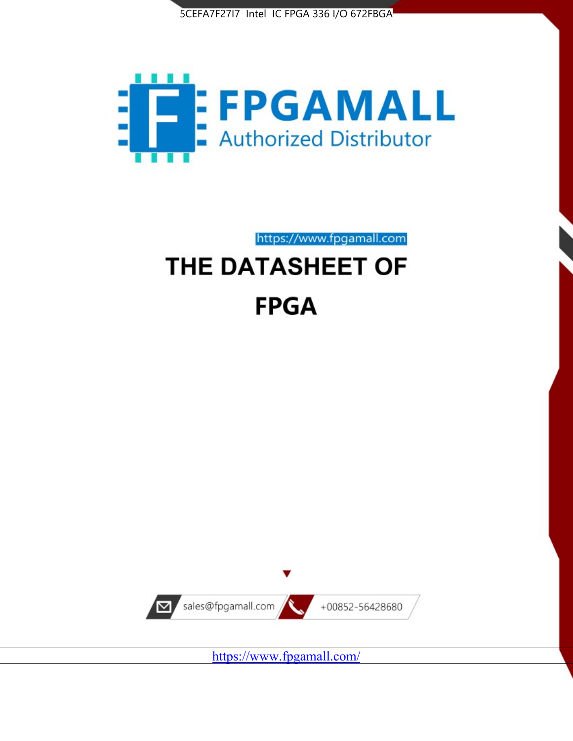5CEFA7F27I7 Intel IC FPGA 336 I/O 672FBGA

FPGAMALL

Authorized Distributor

https://www.fpgamall.com

# THE DATASHEET OF

# FPGA

sales@fpgamall.com

+00852-56428680

https://www.fpgamall.com/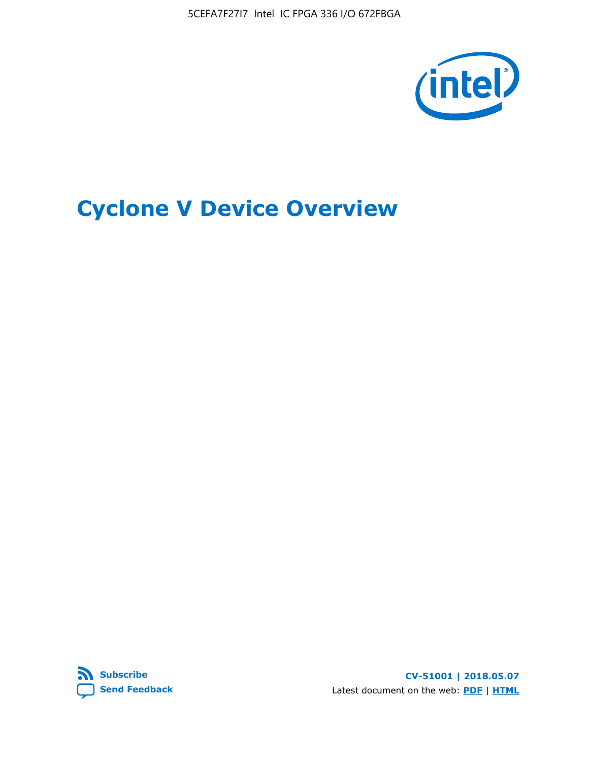# Cyclone V Device Overview

Subscribe

Send Feedback

CV-51001 | 2018.05.07

Latest document on the web: PDF | HTML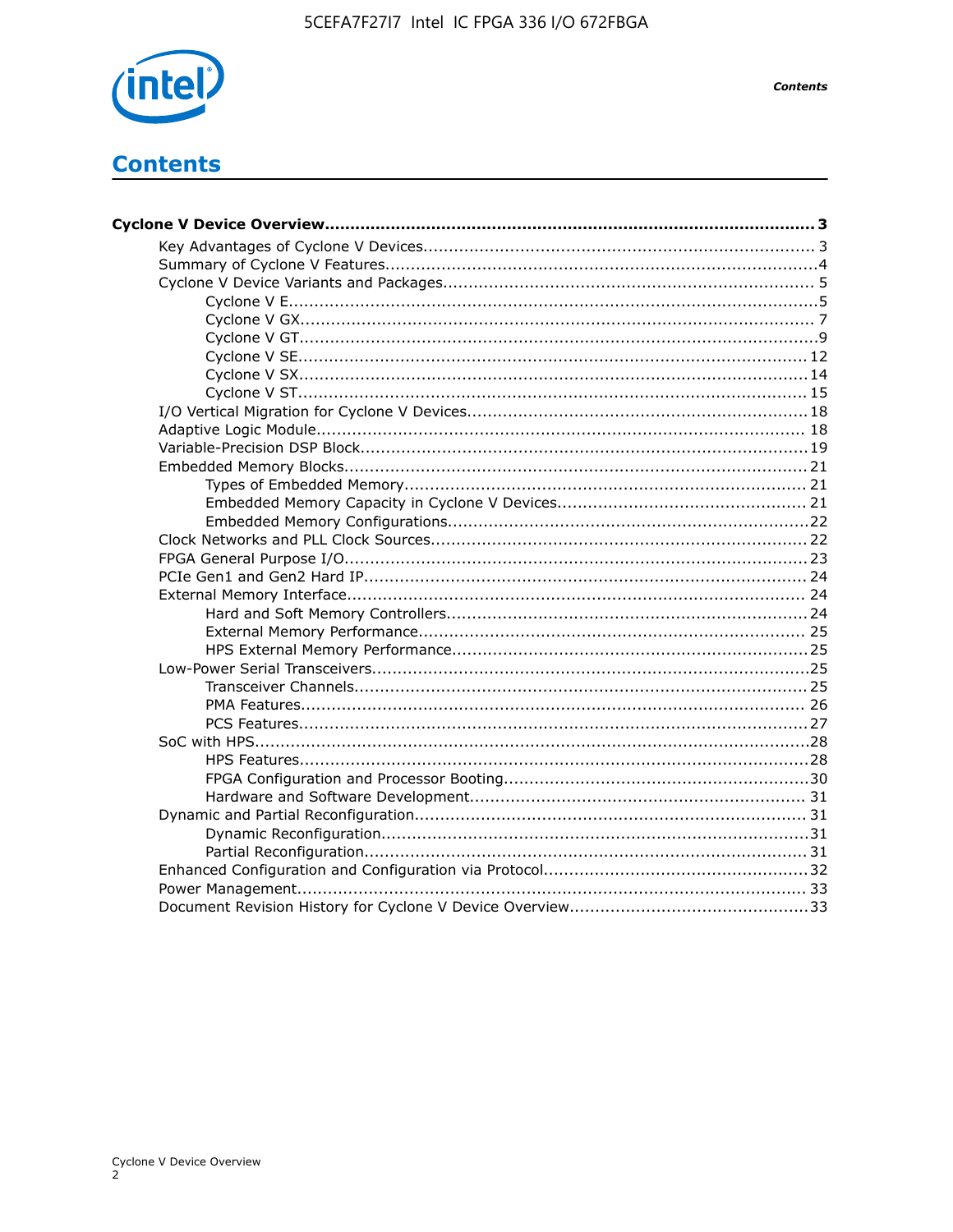# Contents

**Cyclone V Device Overview................................................................................................ 3**

- Key Advantages of Cyclone V Devices............................................................................ 3
- Summary of Cyclone V Features....................................................................................4
- Cyclone V Device Variants and Packages........................................................................ 5
  - Cyclone V E.......................................................................................................5
  - Cyclone V GX..................................................................................................... 7
  - Cyclone V GT.....................................................................................................9
  - Cyclone V SE................................................................................................... 12
  - Cyclone V SX................................................................................................... 14
  - Cyclone V ST................................................................................................... 15
- I/O Vertical Migration for Cyclone V Devices.................................................................. 18
- Adaptive Logic Module................................................................................................ 18
- Variable-Precision DSP Block....................................................................................... 19
- Embedded Memory Blocks.......................................................................................... 21
  - Types of Embedded Memory.............................................................................. 21
  - Embedded Memory Capacity in Cyclone V Devices................................................. 21
  - Embedded Memory Configurations......................................................................22
- Clock Networks and PLL Clock Sources......................................................................... 22
- FPGA General Purpose I/O.......................................................................................... 23
- PCIe Gen1 and Gen2 Hard IP...................................................................................... 24
- External Memory Interface.......................................................................................... 24
  - Hard and Soft Memory Controllers...................................................................... 24
  - External Memory Performance............................................................................ 25
  - HPS External Memory Performance..................................................................... 25
- Low-Power Serial Transceivers.....................................................................................25
  - Transceiver Channels........................................................................................ 25
  - PMA Features.................................................................................................. 26
  - PCS Features................................................................................................... 27
- SoC with HPS............................................................................................................28
  - HPS Features...................................................................................................28
  - FPGA Configuration and Processor Booting...........................................................30
  - Hardware and Software Development................................................................. 31
- Dynamic and Partial Reconfiguration............................................................................ 31
  - Dynamic Reconfiguration...................................................................................31
  - Partial Reconfiguration...................................................................................... 31
- Enhanced Configuration and Configuration via Protocol...................................................32
- Power Management................................................................................................... 33
- Document Revision History for Cyclone V Device Overview...............................................33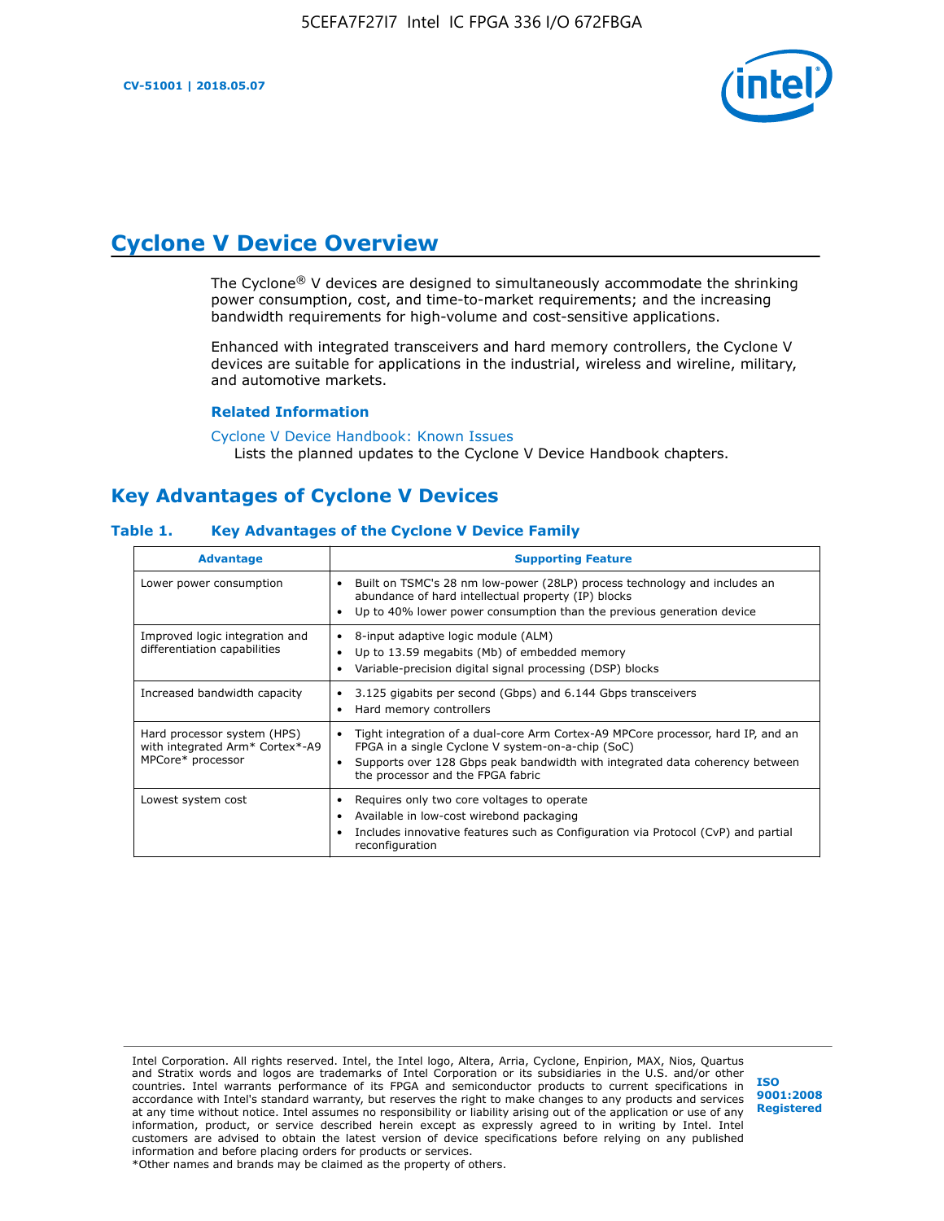# Cyclone V Device Overview

The Cyclone® V devices are designed to simultaneously accommodate the shrinking power consumption, cost, and time-to-market requirements; and the increasing bandwidth requirements for high-volume and cost-sensitive applications.

Enhanced with integrated transceivers and hard memory controllers, the Cyclone V devices are suitable for applications in the industrial, wireless and wireline, military, and automotive markets.

### Related Information

Cyclone V Device Handbook: Known Issues
Lists the planned updates to the Cyclone V Device Handbook chapters.

## Key Advantages of Cyclone V Devices

### Table 1. Key Advantages of the Cyclone V Device Family

| Advantage | Supporting Feature |
| --- | --- |
| Lower power consumption | • Built on TSMC's 28 nm low-power (28LP) process technology and includes an abundance of hard intellectual property (IP) blocks<br>• Up to 40% lower power consumption than the previous generation device |
| Improved logic integration and differentiation capabilities | • 8-input adaptive logic module (ALM)<br>• Up to 13.59 megabits (Mb) of embedded memory<br>• Variable-precision digital signal processing (DSP) blocks |
| Increased bandwidth capacity | • 3.125 gigabits per second (Gbps) and 6.144 Gbps transceivers<br>• Hard memory controllers |
| Hard processor system (HPS) with integrated Arm* Cortex*-A9 MPCore* processor | • Tight integration of a dual-core Arm Cortex-A9 MPCore processor, hard IP, and an FPGA in a single Cyclone V system-on-a-chip (SoC)<br>• Supports over 128 Gbps peak bandwidth with integrated data coherency between the processor and the FPGA fabric |
| Lowest system cost | • Requires only two core voltages to operate<br>• Available in low-cost wirebond packaging<br>• Includes innovative features such as Configuration via Protocol (CvP) and partial reconfiguration |

Intel Corporation. All rights reserved. Intel, the Intel logo, Altera, Arria, Cyclone, Enpirion, MAX, Nios, Quartus and Stratix words and logos are trademarks of Intel Corporation or its subsidiaries in the U.S. and/or other countries. Intel warrants performance of its FPGA and semiconductor products to current specifications in accordance with Intel's standard warranty, but reserves the right to make changes to any products and services at any time without notice. Intel assumes no responsibility or liability arising out of the application or use of any information, product, or service described herein except as expressly agreed to in writing by Intel. Intel customers are advised to obtain the latest version of device specifications before relying on any published information and before placing orders for products or services.
*Other names and brands may be claimed as the property of others.

ISO 9001:2008 Registered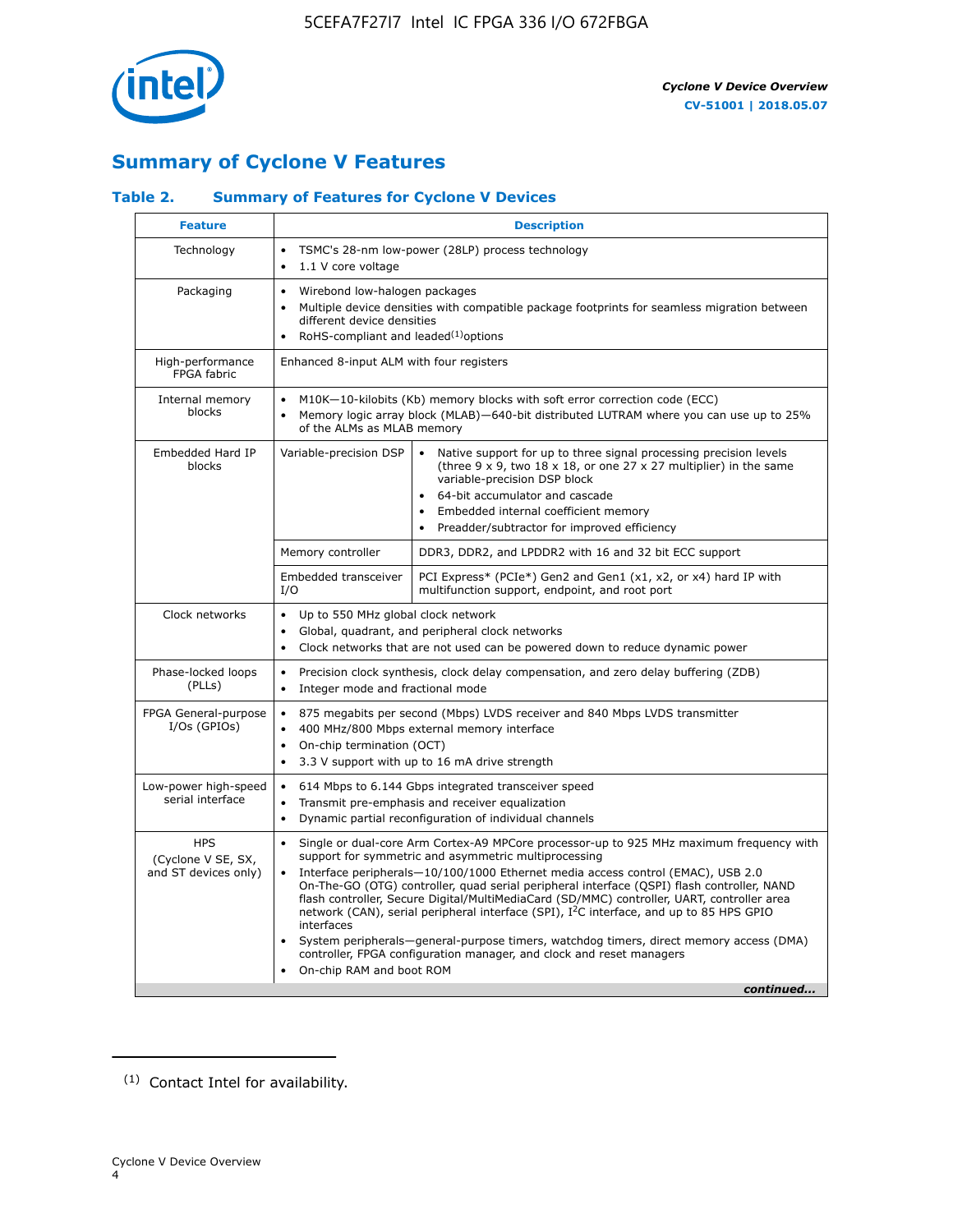# Summary of Cyclone V Features

### Table 2. Summary of Features for Cyclone V Devices

| Feature | Description | |
|---|---|---|
| Technology | • TSMC's 28-nm low-power (28LP) process technology<br>• 1.1 V core voltage | |
| Packaging | • Wirebond low-halogen packages<br>• Multiple device densities with compatible package footprints for seamless migration between different device densities<br>• RoHS-compliant and leaded[(1)] options | |
| High-performance FPGA fabric | Enhanced 8-input ALM with four registers | |
| Internal memory blocks | • M10K—10-kilobits (Kb) memory blocks with soft error correction code (ECC)<br>• Memory logic array block (MLAB)—640-bit distributed LUTRAM where you can use up to 25% of the ALMs as MLAB memory | |
| Embedded Hard IP blocks | Variable-precision DSP | • Native support for up to three signal processing precision levels (three 9 x 9, two 18 x 18, or one 27 x 27 multiplier) in the same variable-precision DSP block<br>• 64-bit accumulator and cascade<br>• Embedded internal coefficient memory<br>• Preadder/subtractor for improved efficiency |
| | Memory controller | DDR3, DDR2, and LPDDR2 with 16 and 32 bit ECC support |
| | Embedded transceiver I/O | PCI Express* (PCIe*) Gen2 and Gen1 (x1, x2, or x4) hard IP with multifunction support, endpoint, and root port |
| Clock networks | • Up to 550 MHz global clock network<br>• Global, quadrant, and peripheral clock networks<br>• Clock networks that are not used can be powered down to reduce dynamic power | |
| Phase-locked loops (PLLs) | • Precision clock synthesis, clock delay compensation, and zero delay buffering (ZDB)<br>• Integer mode and fractional mode | |
| FPGA General-purpose I/Os (GPIOs) | • 875 megabits per second (Mbps) LVDS receiver and 840 Mbps LVDS transmitter<br>• 400 MHz/800 Mbps external memory interface<br>• On-chip termination (OCT)<br>• 3.3 V support with up to 16 mA drive strength | |
| Low-power high-speed serial interface | • 614 Mbps to 6.144 Gbps integrated transceiver speed<br>• Transmit pre-emphasis and receiver equalization<br>• Dynamic partial reconfiguration of individual channels | |
| HPS (Cyclone V SE, SX, and ST devices only) | • Single or dual-core Arm Cortex-A9 MPCore processor-up to 925 MHz maximum frequency with support for symmetric and asymmetric multiprocessing<br>• Interface peripherals—10/100/1000 Ethernet media access control (EMAC), USB 2.0 On-The-GO (OTG) controller, quad serial peripheral interface (QSPI) flash controller, NAND flash controller, Secure Digital/MultiMediaCard (SD/MMC) controller, UART, controller area network (CAN), serial peripheral interface (SPI), I$^2$C interface, and up to 85 HPS GPIO interfaces<br>• System peripherals—general-purpose timers, watchdog timers, direct memory access (DMA) controller, FPGA configuration manager, and clock and reset managers<br>• On-chip RAM and boot ROM | |

*continued...*

(1) Contact Intel for availability.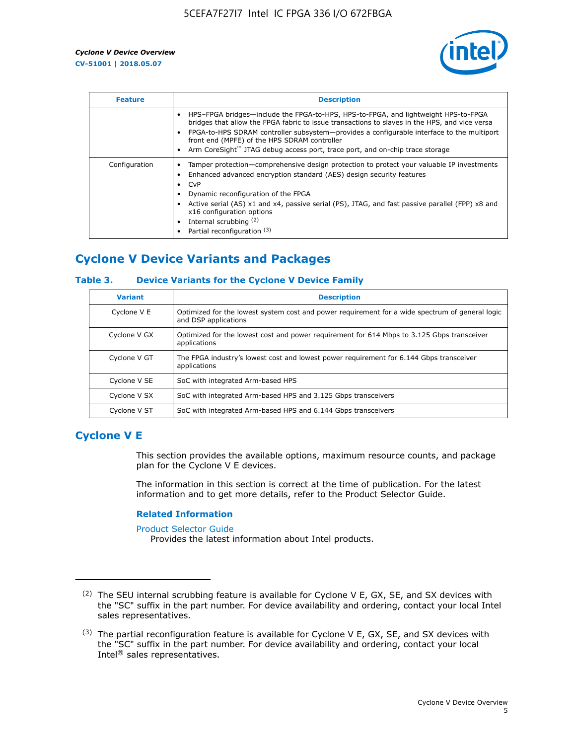| Feature | Description |
| --- | --- |
| | • HPS–FPGA bridges—include the FPGA-to-HPS, HPS-to-FPGA, and lightweight HPS-to-FPGA bridges that allow the FPGA fabric to issue transactions to slaves in the HPS, and vice versa<br>• FPGA-to-HPS SDRAM controller subsystem—provides a configurable interface to the multiport front end (MPFE) of the HPS SDRAM controller<br>• Arm CoreSight™ JTAG debug access port, trace port, and on-chip trace storage |
| Configuration | • Tamper protection—comprehensive design protection to protect your valuable IP investments<br>• Enhanced advanced encryption standard (AES) design security features<br>• CvP<br>• Dynamic reconfiguration of the FPGA<br>• Active serial (AS) x1 and x4, passive serial (PS), JTAG, and fast passive parallel (FPP) x8 and x16 configuration options<br>• Internal scrubbing [(2)]<br>• Partial reconfiguration [(3)] |

## Cyclone V Device Variants and Packages

### Table 3. Device Variants for the Cyclone V Device Family

| Variant | Description |
| --- | --- |
| Cyclone V E | Optimized for the lowest system cost and power requirement for a wide spectrum of general logic and DSP applications |
| Cyclone V GX | Optimized for the lowest cost and power requirement for 614 Mbps to 3.125 Gbps transceiver applications |
| Cyclone V GT | The FPGA industry's lowest cost and lowest power requirement for 6.144 Gbps transceiver applications |
| Cyclone V SE | SoC with integrated Arm-based HPS |
| Cyclone V SX | SoC with integrated Arm-based HPS and 3.125 Gbps transceivers |
| Cyclone V ST | SoC with integrated Arm-based HPS and 6.144 Gbps transceivers |

## Cyclone V E

This section provides the available options, maximum resource counts, and package plan for the Cyclone V E devices.

The information in this section is correct at the time of publication. For the latest information and to get more details, refer to the Product Selector Guide.

#### Related Information

Product Selector Guide
Provides the latest information about Intel products.

---

(2) The SEU internal scrubbing feature is available for Cyclone V E, GX, SE, and SX devices with the "SC" suffix in the part number. For device availability and ordering, contact your local Intel sales representatives.

(3) The partial reconfiguration feature is available for Cyclone V E, GX, SE, and SX devices with the "SC" suffix in the part number. For device availability and ordering, contact your local Intel® sales representatives.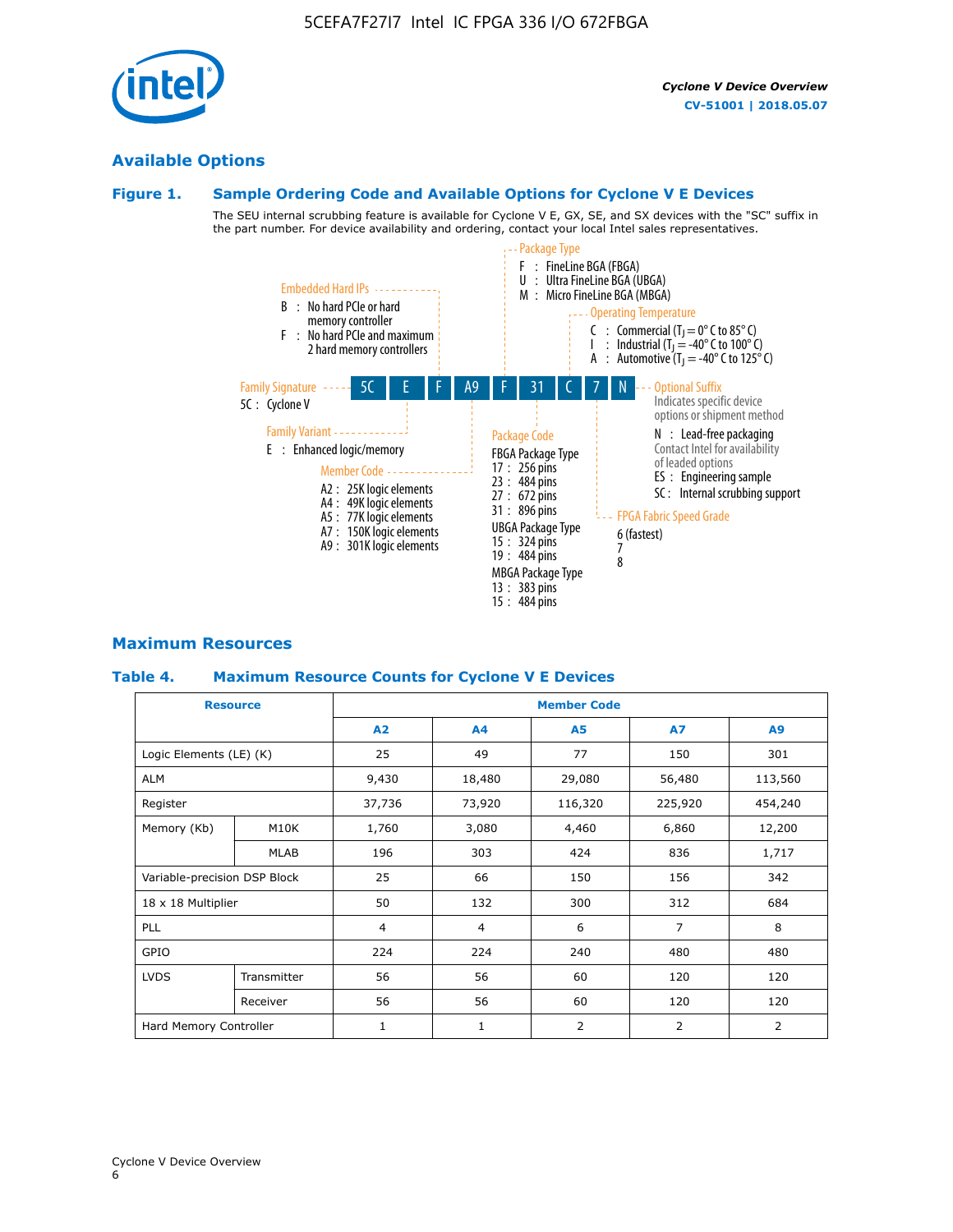## Available Options

### Figure 1. Sample Ordering Code and Available Options for Cyclone V E Devices

The SEU internal scrubbing feature is available for Cyclone V E, GX, SE, and SX devices with the "SC" suffix in the part number. For device availability and ordering, contact your local Intel sales representatives.

**5C | E | F | A9 | F | 31 | C | 7 | N**

**Family Signature**
- 5C : Cyclone V

**Family Variant**
- E : Enhanced logic/memory

**Embedded Hard IPs**
- B : No hard PCIe or hard memory controller
- F : No hard PCIe and maximum 2 hard memory controllers

**Member Code**
- A2 : 25K logic elements
- A4 : 49K logic elements
- A5 : 77K logic elements
- A7 : 150K logic elements
- A9 : 301K logic elements

**Package Type**
- F : FineLine BGA (FBGA)
- U : Ultra FineLine BGA (UBGA)
- M : Micro FineLine BGA (MBGA)

**Package Code**

FBGA Package Type
- 17 : 256 pins
- 23 : 484 pins
- 27 : 672 pins
- 31 : 896 pins

UBGA Package Type
- 15 : 324 pins
- 19 : 484 pins

MBGA Package Type
- 13 : 383 pins
- 15 : 484 pins

**Operating Temperature**
- C : Commercial ($T_J$ = 0° C to 85° C)
- I : Industrial ($T_J$ = -40° C to 100° C)
- A : Automotive ($T_J$ = -40° C to 125° C)

**FPGA Fabric Speed Grade**
- 6 (fastest)
- 7
- 8

**Optional Suffix**

Indicates specific device options or shipment method
- N : Lead-free packaging
  Contact Intel for availability of leaded options
- ES : Engineering sample
- SC : Internal scrubbing support

## Maximum Resources

### Table 4. Maximum Resource Counts for Cyclone V E Devices

| Resource | | Member Code | | | | |
|---|---|---|---|---|---|---|
| | | A2 | A4 | A5 | A7 | A9 |
| Logic Elements (LE) (K) | | 25 | 49 | 77 | 150 | 301 |
| ALM | | 9,430 | 18,480 | 29,080 | 56,480 | 113,560 |
| Register | | 37,736 | 73,920 | 116,320 | 225,920 | 454,240 |
| Memory (Kb) | M10K | 1,760 | 3,080 | 4,460 | 6,860 | 12,200 |
| | MLAB | 196 | 303 | 424 | 836 | 1,717 |
| Variable-precision DSP Block | | 25 | 66 | 150 | 156 | 342 |
| 18 x 18 Multiplier | | 50 | 132 | 300 | 312 | 684 |
| PLL | | 4 | 4 | 6 | 7 | 8 |
| GPIO | | 224 | 224 | 240 | 480 | 480 |
| LVDS | Transmitter | 56 | 56 | 60 | 120 | 120 |
| | Receiver | 56 | 56 | 60 | 120 | 120 |
| Hard Memory Controller | | 1 | 1 | 2 | 2 | 2 |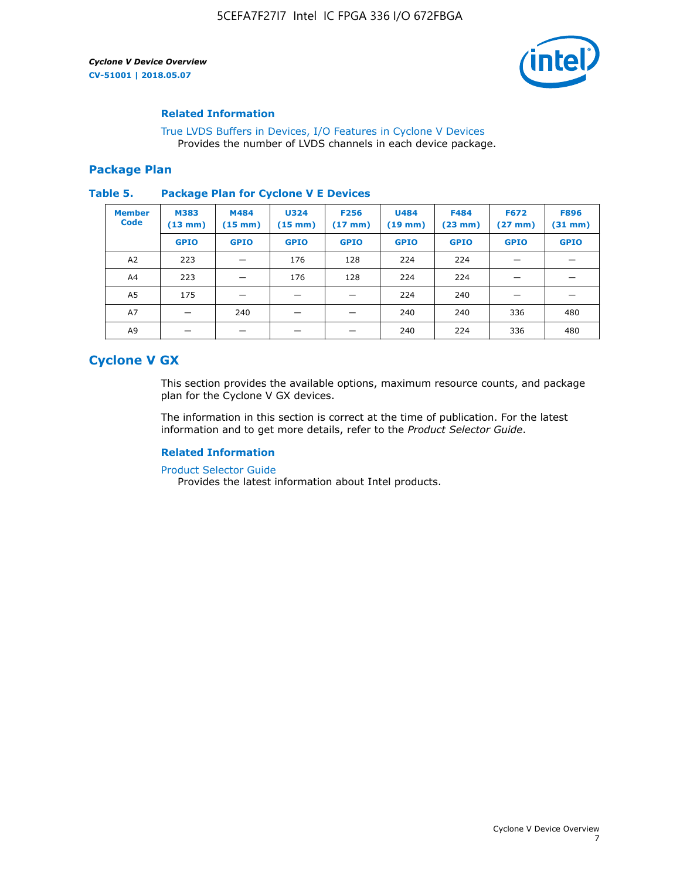#### Related Information

True LVDS Buffers in Devices, I/O Features in Cyclone V Devices
Provides the number of LVDS channels in each device package.

### Package Plan

**Table 5. Package Plan for Cyclone V E Devices**

| Member Code | M383 (13 mm) | M484 (15 mm) | U324 (15 mm) | F256 (17 mm) | U484 (19 mm) | F484 (23 mm) | F672 (27 mm) | F896 (31 mm) |
|---|---|---|---|---|---|---|---|---|
| | GPIO | GPIO | GPIO | GPIO | GPIO | GPIO | GPIO | GPIO |
| A2 | 223 | — | 176 | 128 | 224 | 224 | — | — |
| A4 | 223 | — | 176 | 128 | 224 | 224 | — | — |
| A5 | 175 | — | — | — | 224 | 240 | — | — |
| A7 | — | 240 | — | — | 240 | 240 | 336 | 480 |
| A9 | — | — | — | — | 240 | 224 | 336 | 480 |

## Cyclone V GX

This section provides the available options, maximum resource counts, and package plan for the Cyclone V GX devices.

The information in this section is correct at the time of publication. For the latest information and to get more details, refer to the *Product Selector Guide*.

#### Related Information

Product Selector Guide
Provides the latest information about Intel products.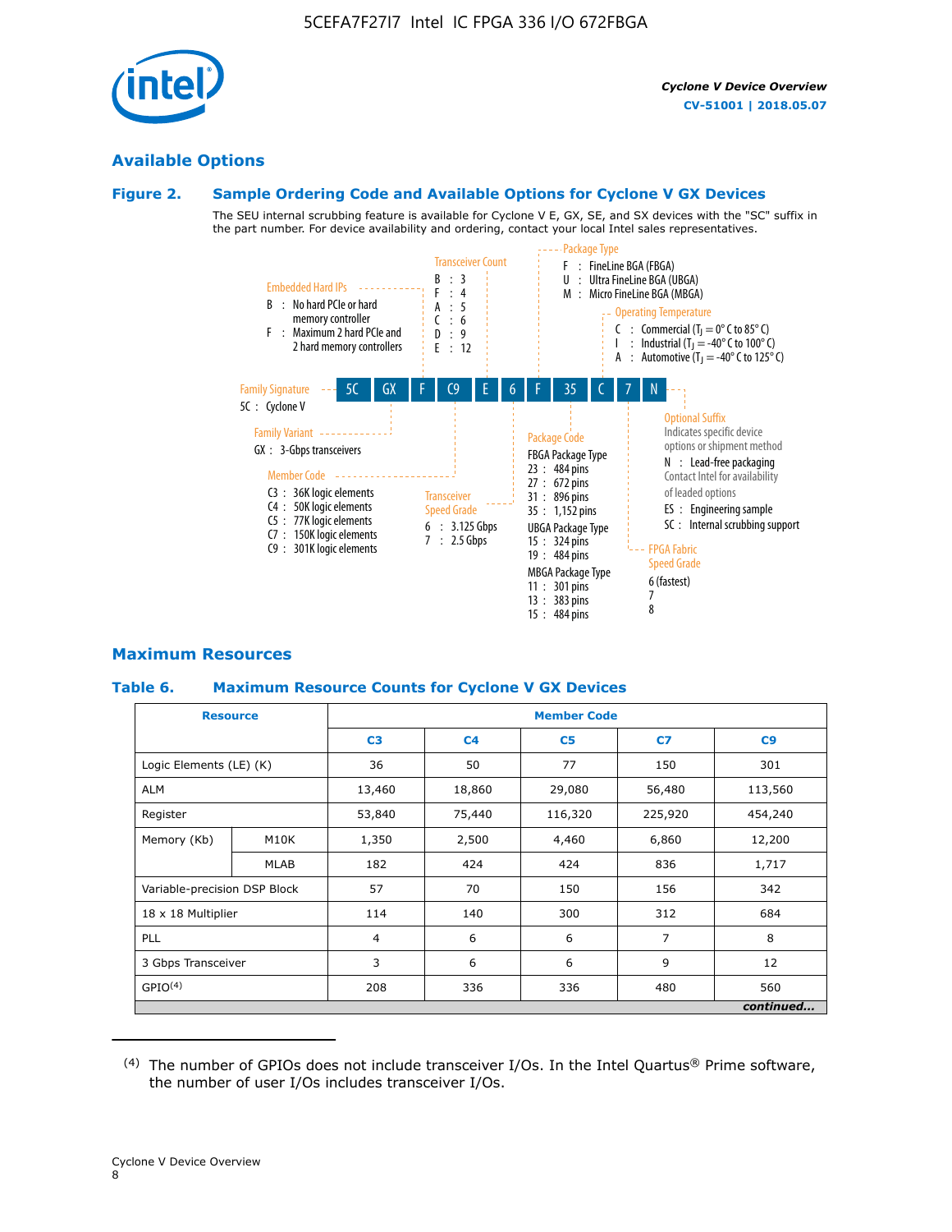## Available Options

### Figure 2. Sample Ordering Code and Available Options for Cyclone V GX Devices

The SEU internal scrubbing feature is available for Cyclone V E, GX, SE, and SX devices with the "SC" suffix in the part number. For device availability and ordering, contact your local Intel sales representatives.

5C | GX | F | C9 | E | 6 | F | 35 | C | 7 | N

**Family Signature**
5C : Cyclone V

**Family Variant**
GX : 3-Gbps transceivers

**Embedded Hard IPs**
B : No hard PCIe or hard memory controller
F : Maximum 2 hard PCIe and 2 hard memory controllers

**Member Code**
C3 : 36K logic elements
C4 : 50K logic elements
C5 : 77K logic elements
C7 : 150K logic elements
C9 : 301K logic elements

**Transceiver Count**
B : 3
F : 4
A : 5
C : 6
D : 9
E : 12

**Transceiver Speed Grade**
6 : 3.125 Gbps
7 : 2.5 Gbps

**Package Type**
F : FineLine BGA (FBGA)
U : Ultra FineLine BGA (UBGA)
M : Micro FineLine BGA (MBGA)

**Package Code**
FBGA Package Type
23 : 484 pins
27 : 672 pins
31 : 896 pins
35 : 1,152 pins
UBGA Package Type
15 : 324 pins
19 : 484 pins
MBGA Package Type
11 : 301 pins
13 : 383 pins
15 : 484 pins

**Operating Temperature**
C : Commercial ($T_J$ = 0° C to 85° C)
I : Industrial ($T_J$ = -40° C to 100° C)
A : Automotive ($T_J$ = -40° C to 125° C)

**FPGA Fabric Speed Grade**
6 (fastest)
7
8

**Optional Suffix**
Indicates specific device options or shipment method
N : Lead-free packaging
Contact Intel for availability of leaded options
ES : Engineering sample
SC : Internal scrubbing support

## Maximum Resources

### Table 6. Maximum Resource Counts for Cyclone V GX Devices

| Resource | | Member Code | | | | |
|---|---|---|---|---|---|---|
| | | C3 | C4 | C5 | C7 | C9 |
| Logic Elements (LE) (K) | | 36 | 50 | 77 | 150 | 301 |
| ALM | | 13,460 | 18,860 | 29,080 | 56,480 | 113,560 |
| Register | | 53,840 | 75,440 | 116,320 | 225,920 | 454,240 |
| Memory (Kb) | M10K | 1,350 | 2,500 | 4,460 | 6,860 | 12,200 |
| | MLAB | 182 | 424 | 424 | 836 | 1,717 |
| Variable-precision DSP Block | | 57 | 70 | 150 | 156 | 342 |
| 18 x 18 Multiplier | | 114 | 140 | 300 | 312 | 684 |
| PLL | | 4 | 6 | 6 | 7 | 8 |
| 3 Gbps Transceiver | | 3 | 6 | 6 | 9 | 12 |
| GPIO[(4)] | | 208 | 336 | 336 | 480 | 560 |

*continued...*

(4) The number of GPIOs does not include transceiver I/Os. In the Intel Quartus® Prime software, the number of user I/Os includes transceiver I/Os.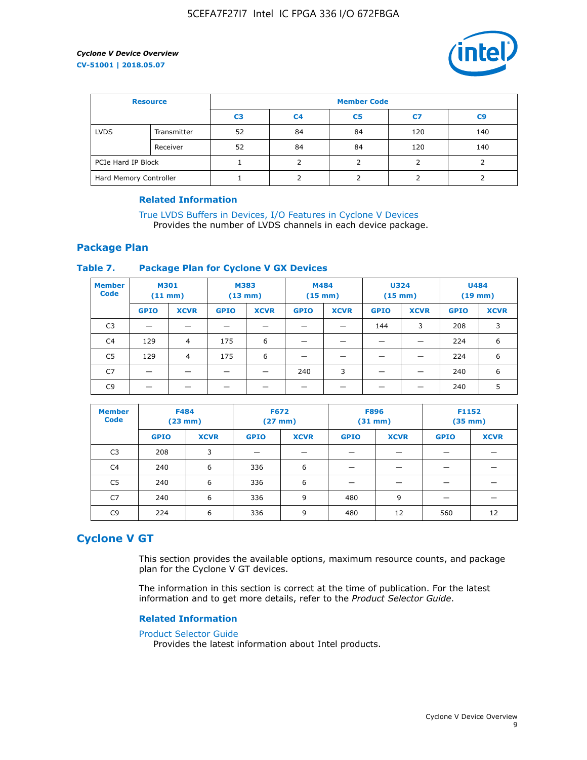| Resource | | Member Code | | | | |
|---|---|---|---|---|---|---|
| | | C3 | C4 | C5 | C7 | C9 |
| LVDS | Transmitter | 52 | 84 | 84 | 120 | 140 |
| | Receiver | 52 | 84 | 84 | 120 | 140 |
| PCIe Hard IP Block | | 1 | 2 | 2 | 2 | 2 |
| Hard Memory Controller | | 1 | 2 | 2 | 2 | 2 |

#### Related Information

True LVDS Buffers in Devices, I/O Features in Cyclone V Devices
Provides the number of LVDS channels in each device package.

### Package Plan

**Table 7. Package Plan for Cyclone V GX Devices**

| Member Code | M301 (11 mm) | | M383 (13 mm) | | M484 (15 mm) | | U324 (15 mm) | | U484 (19 mm) | |
|---|---|---|---|---|---|---|---|---|---|---|
| | GPIO | XCVR | GPIO | XCVR | GPIO | XCVR | GPIO | XCVR | GPIO | XCVR |
| C3 | — | — | — | — | — | — | 144 | 3 | 208 | 3 |
| C4 | 129 | 4 | 175 | 6 | — | — | — | — | 224 | 6 |
| C5 | 129 | 4 | 175 | 6 | — | — | — | — | 224 | 6 |
| C7 | — | — | — | — | 240 | 3 | — | — | 240 | 6 |
| C9 | — | — | — | — | — | — | — | — | 240 | 5 |

| Member Code | F484 (23 mm) | | F672 (27 mm) | | F896 (31 mm) | | F1152 (35 mm) | |
|---|---|---|---|---|---|---|---|---|
| | GPIO | XCVR | GPIO | XCVR | GPIO | XCVR | GPIO | XCVR |
| C3 | 208 | 3 | — | — | — | — | — | — |
| C4 | 240 | 6 | 336 | 6 | — | — | — | — |
| C5 | 240 | 6 | 336 | 6 | — | — | — | — |
| C7 | 240 | 6 | 336 | 9 | 480 | 9 | — | — |
| C9 | 224 | 6 | 336 | 9 | 480 | 12 | 560 | 12 |

## Cyclone V GT

This section provides the available options, maximum resource counts, and package plan for the Cyclone V GT devices.

The information in this section is correct at the time of publication. For the latest information and to get more details, refer to the *Product Selector Guide*.

#### Related Information

Product Selector Guide
Provides the latest information about Intel products.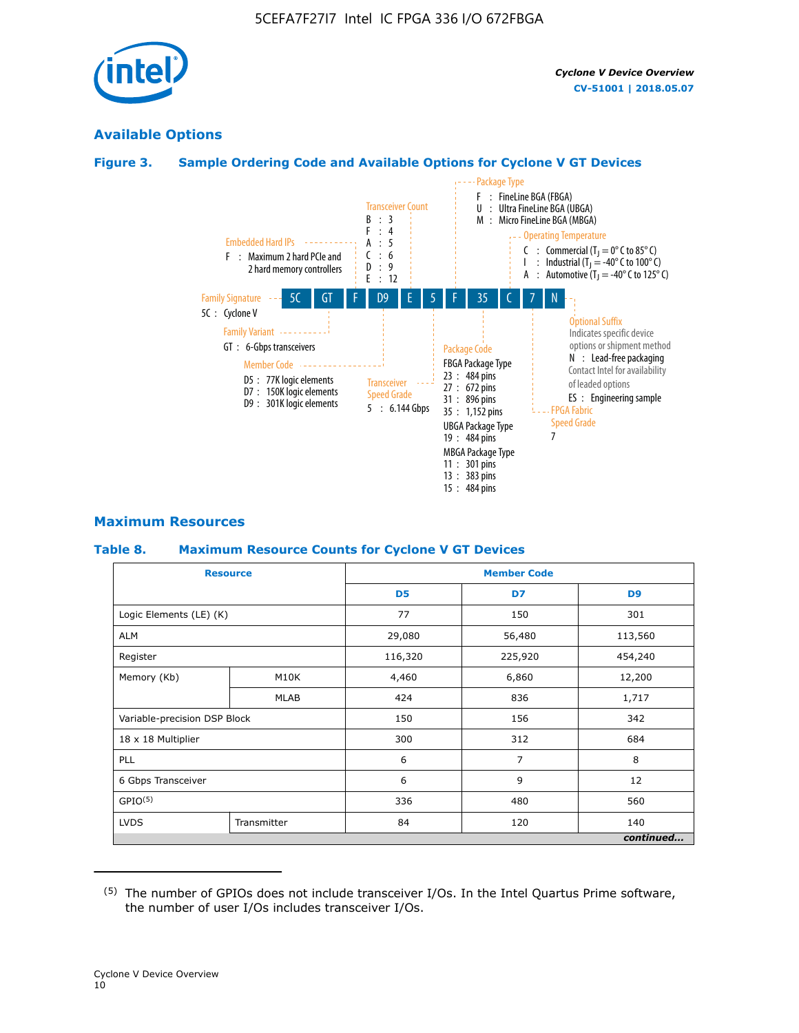## Available Options

**Figure 3. Sample Ordering Code and Available Options for Cyclone V GT Devices**

5C GT F D9 E 5 F 35 C 7 N

- **Family Signature**
  - 5C : Cyclone V
- **Family Variant**
  - GT : 6-Gbps transceivers
- **Embedded Hard IPs**
  - F : Maximum 2 hard PCIe and 2 hard memory controllers
- **Member Code**
  - D5 : 77K logic elements
  - D7 : 150K logic elements
  - D9 : 301K logic elements
- **Transceiver Count**
  - B : 3
  - F : 4
  - A : 5
  - C : 6
  - D : 9
  - E : 12
- **Transceiver Speed Grade**
  - 5 : 6.144 Gbps
- **Package Type**
  - F : FineLine BGA (FBGA)
  - U : Ultra FineLine BGA (UBGA)
  - M : Micro FineLine BGA (MBGA)
- **Package Code**
  - FBGA Package Type
    - 23 : 484 pins
    - 27 : 672 pins
    - 31 : 896 pins
    - 35 : 1,152 pins
  - UBGA Package Type
    - 19 : 484 pins
  - MBGA Package Type
    - 11 : 301 pins
    - 13 : 383 pins
    - 15 : 484 pins
- **Operating Temperature**
  - C : Commercial ($T_J$ = 0° C to 85° C)
  - I : Industrial ($T_J$ = -40° C to 100° C)
  - A : Automotive ($T_J$ = -40° C to 125° C)
- **FPGA Fabric Speed Grade**
  - 7
- **Optional Suffix**
  - Indicates specific device options or shipment method
  - N : Lead-free packaging. Contact Intel for availability of leaded options
  - ES : Engineering sample

## Maximum Resources

**Table 8. Maximum Resource Counts for Cyclone V GT Devices**

| Resource | | Member Code | | |
|---|---|---|---|---|
| | | D5 | D7 | D9 |
| Logic Elements (LE) (K) | | 77 | 150 | 301 |
| ALM | | 29,080 | 56,480 | 113,560 |
| Register | | 116,320 | 225,920 | 454,240 |
| Memory (Kb) | M10K | 4,460 | 6,860 | 12,200 |
| | MLAB | 424 | 836 | 1,717 |
| Variable-precision DSP Block | | 150 | 156 | 342 |
| 18 x 18 Multiplier | | 300 | 312 | 684 |
| PLL | | 6 | 7 | 8 |
| 6 Gbps Transceiver | | 6 | 9 | 12 |
| GPIO[5] | | 336 | 480 | 560 |
| LVDS | Transmitter | 84 | 120 | 140 |

*continued...*

(5) The number of GPIOs does not include transceiver I/Os. In the Intel Quartus Prime software, the number of user I/Os includes transceiver I/Os.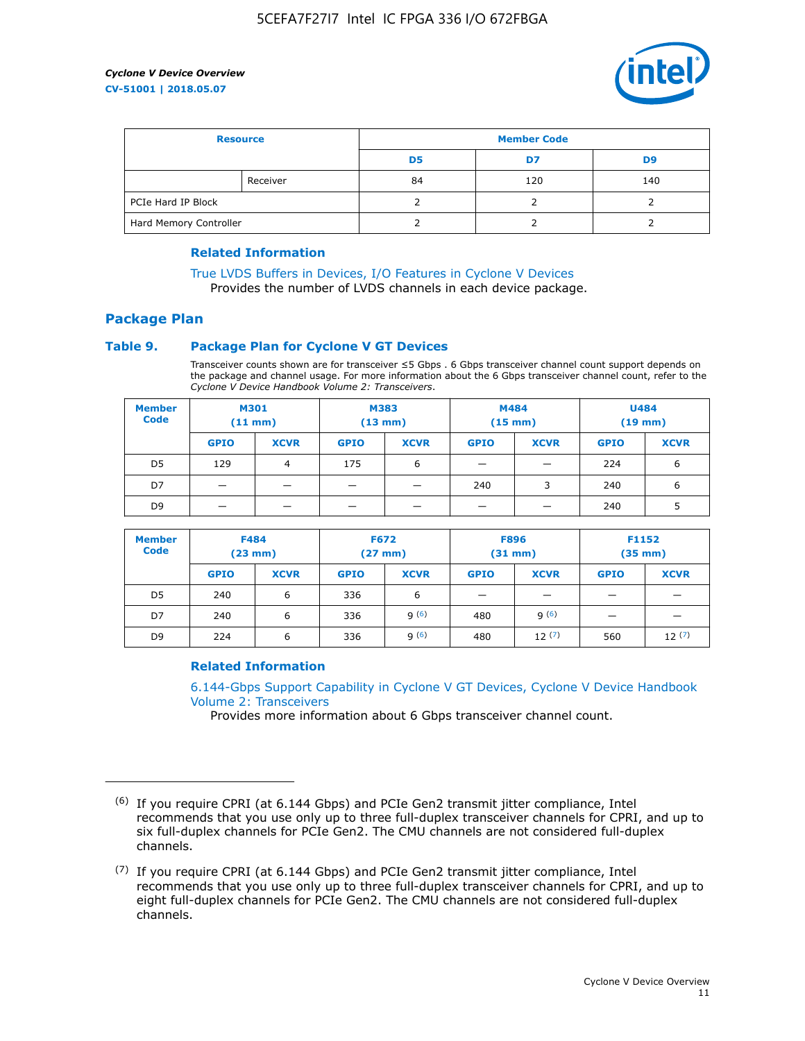| Resource | | Member Code | | |
| --- | --- | --- | --- | --- |
| | | D5 | D7 | D9 |
| | Receiver | 84 | 120 | 140 |
| PCIe Hard IP Block | | 2 | 2 | 2 |
| Hard Memory Controller | | 2 | 2 | 2 |

#### Related Information

True LVDS Buffers in Devices, I/O Features in Cyclone V Devices
Provides the number of LVDS channels in each device package.

## Package Plan

### Table 9. Package Plan for Cyclone V GT Devices

Transceiver counts shown are for transceiver ≤5 Gbps . 6 Gbps transceiver channel count support depends on the package and channel usage. For more information about the 6 Gbps transceiver channel count, refer to the *Cyclone V Device Handbook Volume 2: Transceivers*.

| Member Code | M301 (11 mm) | | M383 (13 mm) | | M484 (15 mm) | | U484 (19 mm) | |
| --- | --- | --- | --- | --- | --- | --- | --- | --- |
| | GPIO | XCVR | GPIO | XCVR | GPIO | XCVR | GPIO | XCVR |
| D5 | 129 | 4 | 175 | 6 | — | — | 224 | 6 |
| D7 | — | — | — | — | 240 | 3 | 240 | 6 |
| D9 | — | — | — | — | — | — | 240 | 5 |

| Member Code | F484 (23 mm) | | F672 (27 mm) | | F896 (31 mm) | | F1152 (35 mm) | |
| --- | --- | --- | --- | --- | --- | --- | --- | --- |
| | GPIO | XCVR | GPIO | XCVR | GPIO | XCVR | GPIO | XCVR |
| D5 | 240 | 6 | 336 | 6 | — | — | — | — |
| D7 | 240 | 6 | 336 | 9 (6) | 480 | 9 (6) | — | — |
| D9 | 224 | 6 | 336 | 9 (6) | 480 | 12 (7) | 560 | 12 (7) |

#### Related Information

6.144-Gbps Support Capability in Cyclone V GT Devices, Cyclone V Device Handbook Volume 2: Transceivers
Provides more information about 6 Gbps transceiver channel count.

---

(6) If you require CPRI (at 6.144 Gbps) and PCIe Gen2 transmit jitter compliance, Intel recommends that you use only up to three full-duplex transceiver channels for CPRI, and up to six full-duplex channels for PCIe Gen2. The CMU channels are not considered full-duplex channels.

(7) If you require CPRI (at 6.144 Gbps) and PCIe Gen2 transmit jitter compliance, Intel recommends that you use only up to three full-duplex transceiver channels for CPRI, and up to eight full-duplex channels for PCIe Gen2. The CMU channels are not considered full-duplex channels.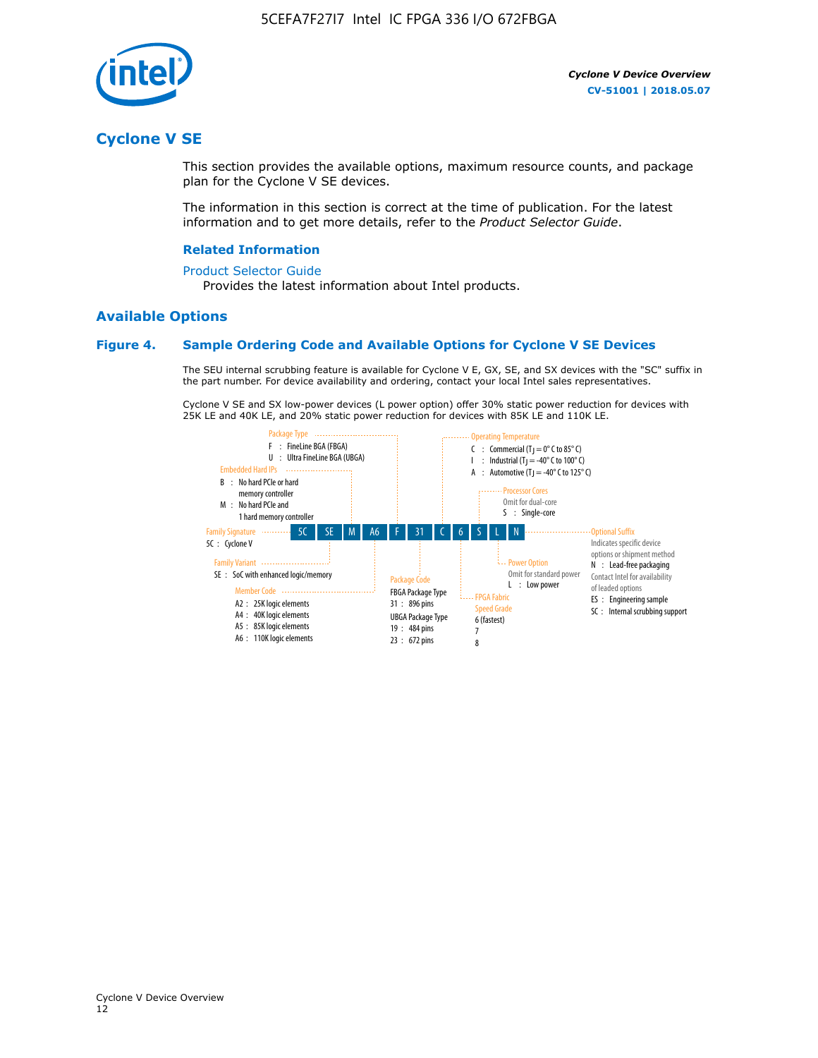## Cyclone V SE

This section provides the available options, maximum resource counts, and package plan for the Cyclone V SE devices.

The information in this section is correct at the time of publication. For the latest information and to get more details, refer to the *Product Selector Guide*.

### Related Information

Product Selector Guide

Provides the latest information about Intel products.

## Available Options

### Figure 4. Sample Ordering Code and Available Options for Cyclone V SE Devices

The SEU internal scrubbing feature is available for Cyclone V E, GX, SE, and SX devices with the "SC" suffix in the part number. For device availability and ordering, contact your local Intel sales representatives.

Cyclone V SE and SX low-power devices (L power option) offer 30% static power reduction for devices with 25K LE and 40K LE, and 20% static power reduction for devices with 85K LE and 110K LE.

5C SE M A6 F 31 C 6 S L N

**Family Signature**
- 5C : Cyclone V

**Family Variant**
- SE : SoC with enhanced logic/memory

**Embedded Hard IPs**
- B : No hard PCIe or hard memory controller
- M : No hard PCIe and 1 hard memory controller

**Member Code**
- A2 : 25K logic elements
- A4 : 40K logic elements
- A5 : 85K logic elements
- A6 : 110K logic elements

**Package Type**
- F : FineLine BGA (FBGA)
- U : Ultra FineLine BGA (UBGA)

**Package Code**
- FBGA Package Type
  - 31 : 896 pins
- UBGA Package Type
  - 19 : 484 pins
  - 23 : 672 pins

**Operating Temperature**
- C : Commercial ($T_J$ = 0° C to 85° C)
- I : Industrial ($T_J$ = -40° C to 100° C)
- A : Automotive ($T_J$ = -40° C to 125° C)

**FPGA Fabric Speed Grade**
- 6 (fastest)
- 7
- 8

**Processor Cores**
- Omit for dual-core
- S : Single-core

**Power Option**
- Omit for standard power
- L : Low power

**Optional Suffix**
- Indicates specific device options or shipment method
- N : Lead-free packaging
- Contact Intel for availability of leaded options
- ES : Engineering sample
- SC : Internal scrubbing support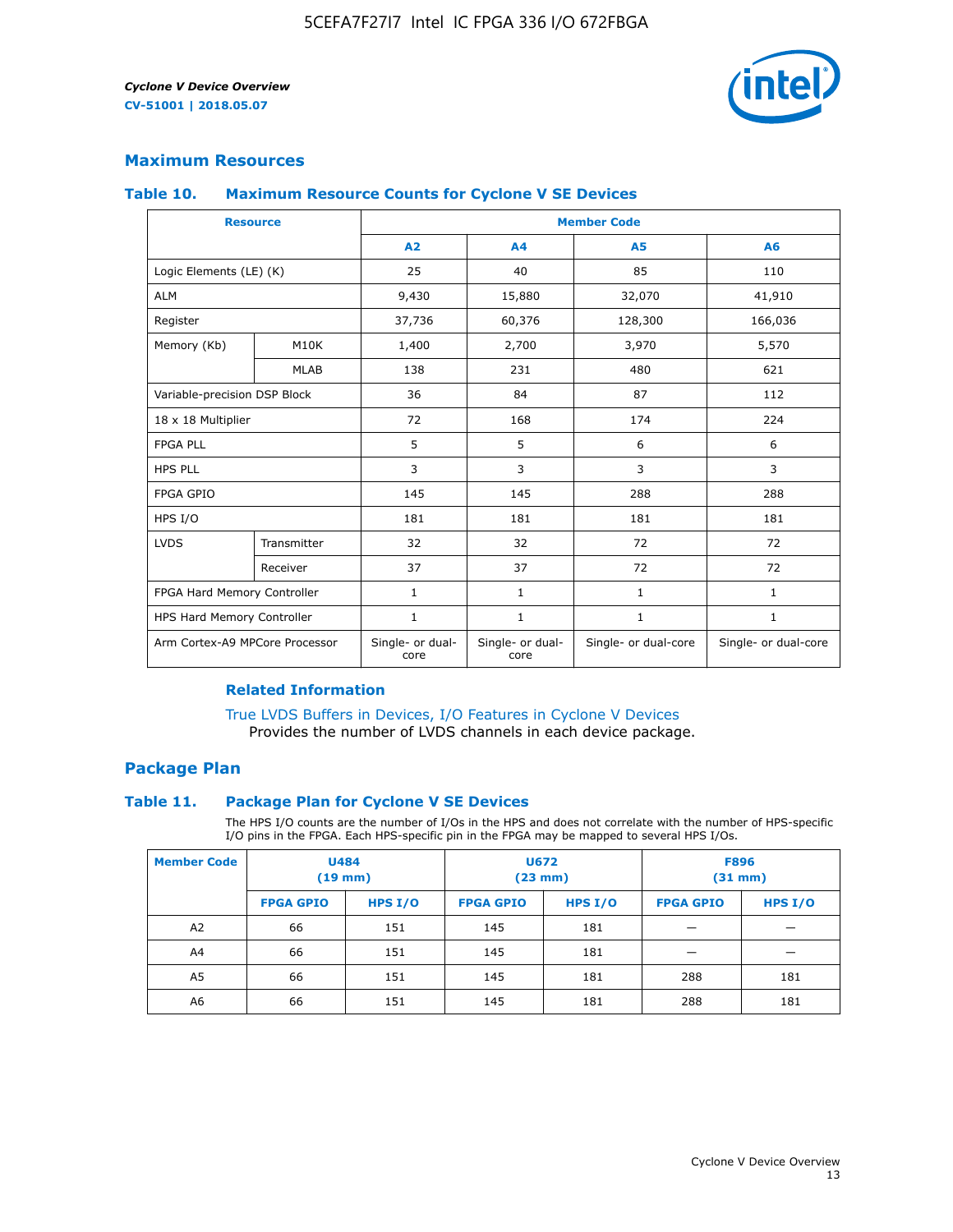## Maximum Resources

### Table 10. Maximum Resource Counts for Cyclone V SE Devices

| Resource | | Member Code | | | |
|---|---|---|---|---|---|
| | | A2 | A4 | A5 | A6 |
| Logic Elements (LE) (K) | | 25 | 40 | 85 | 110 |
| ALM | | 9,430 | 15,880 | 32,070 | 41,910 |
| Register | | 37,736 | 60,376 | 128,300 | 166,036 |
| Memory (Kb) | M10K | 1,400 | 2,700 | 3,970 | 5,570 |
| | MLAB | 138 | 231 | 480 | 621 |
| Variable-precision DSP Block | | 36 | 84 | 87 | 112 |
| 18 x 18 Multiplier | | 72 | 168 | 174 | 224 |
| FPGA PLL | | 5 | 5 | 6 | 6 |
| HPS PLL | | 3 | 3 | 3 | 3 |
| FPGA GPIO | | 145 | 145 | 288 | 288 |
| HPS I/O | | 181 | 181 | 181 | 181 |
| LVDS | Transmitter | 32 | 32 | 72 | 72 |
| | Receiver | 37 | 37 | 72 | 72 |
| FPGA Hard Memory Controller | | 1 | 1 | 1 | 1 |
| HPS Hard Memory Controller | | 1 | 1 | 1 | 1 |
| Arm Cortex-A9 MPCore Processor | | Single- or dual-core | Single- or dual-core | Single- or dual-core | Single- or dual-core |

#### Related Information

True LVDS Buffers in Devices, I/O Features in Cyclone V Devices
Provides the number of LVDS channels in each device package.

## Package Plan

### Table 11. Package Plan for Cyclone V SE Devices

The HPS I/O counts are the number of I/Os in the HPS and does not correlate with the number of HPS-specific I/O pins in the FPGA. Each HPS-specific pin in the FPGA may be mapped to several HPS I/Os.

| Member Code | U484 (19 mm) | | U672 (23 mm) | | F896 (31 mm) | |
|---|---|---|---|---|---|---|
| | FPGA GPIO | HPS I/O | FPGA GPIO | HPS I/O | FPGA GPIO | HPS I/O |
| A2 | 66 | 151 | 145 | 181 | — | — |
| A4 | 66 | 151 | 145 | 181 | — | — |
| A5 | 66 | 151 | 145 | 181 | 288 | 181 |
| A6 | 66 | 151 | 145 | 181 | 288 | 181 |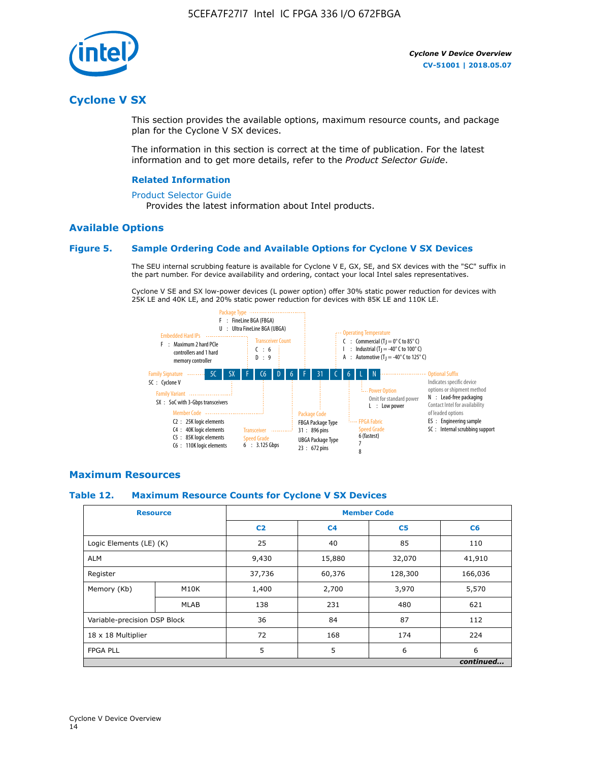## Cyclone V SX

This section provides the available options, maximum resource counts, and package plan for the Cyclone V SX devices.

The information in this section is correct at the time of publication. For the latest information and to get more details, refer to the *Product Selector Guide*.

### Related Information

Product Selector Guide
Provides the latest information about Intel products.

### Available Options

#### Figure 5. Sample Ordering Code and Available Options for Cyclone V SX Devices

The SEU internal scrubbing feature is available for Cyclone V E, GX, SE, and SX devices with the "SC" suffix in the part number. For device availability and ordering, contact your local Intel sales representatives.

Cyclone V SE and SX low-power devices (L power option) offer 30% static power reduction for devices with 25K LE and 40K LE, and 20% static power reduction for devices with 85K LE and 110K LE.

5C SX F C6 D 6 F 31 C 6 L N

- Family Signature
  - 5C : Cyclone V
- Family Variant
  - SX : SoC with 3-Gbps transceivers
- Embedded Hard IPs
  - F : Maximum 2 hard PCIe controllers and 1 hard memory controller
- Member Code
  - C2 : 25K logic elements
  - C4 : 40K logic elements
  - C5 : 85K logic elements
  - C6 : 110K logic elements
- Transceiver Count
  - C : 6
  - D : 9
- Transceiver Speed Grade
  - 6 : 3.125 Gbps
- Package Type
  - F : FineLine BGA (FBGA)
  - U : Ultra FineLine BGA (UBGA)
- Package Code
  - FBGA Package Type
    - 31 : 896 pins
  - UBGA Package Type
    - 23 : 672 pins
- Operating Temperature
  - C : Commercial ($T_J$ = 0° C to 85° C)
  - I : Industrial ($T_J$ = -40° C to 100° C)
  - A : Automotive ($T_J$ = -40° C to 125° C)
- FPGA Fabric Speed Grade
  - 6 (fastest)
  - 7
  - 8
- Power Option
  - Omit for standard power
  - L : Low power
- Optional Suffix
  - Indicates specific device options or shipment method
  - N : Lead-free packaging. Contact Intel for availability of leaded options
  - ES : Engineering sample
  - SC : Internal scrubbing support

### Maximum Resources

#### Table 12. Maximum Resource Counts for Cyclone V SX Devices

| Resource | | Member Code | | | |
|---|---|---|---|---|---|
| | | C2 | C4 | C5 | C6 |
| Logic Elements (LE) (K) | | 25 | 40 | 85 | 110 |
| ALM | | 9,430 | 15,880 | 32,070 | 41,910 |
| Register | | 37,736 | 60,376 | 128,300 | 166,036 |
| Memory (Kb) | M10K | 1,400 | 2,700 | 3,970 | 5,570 |
| | MLAB | 138 | 231 | 480 | 621 |
| Variable-precision DSP Block | | 36 | 84 | 87 | 112 |
| 18 x 18 Multiplier | | 72 | 168 | 174 | 224 |
| FPGA PLL | | 5 | 5 | 6 | 6 |

*continued...*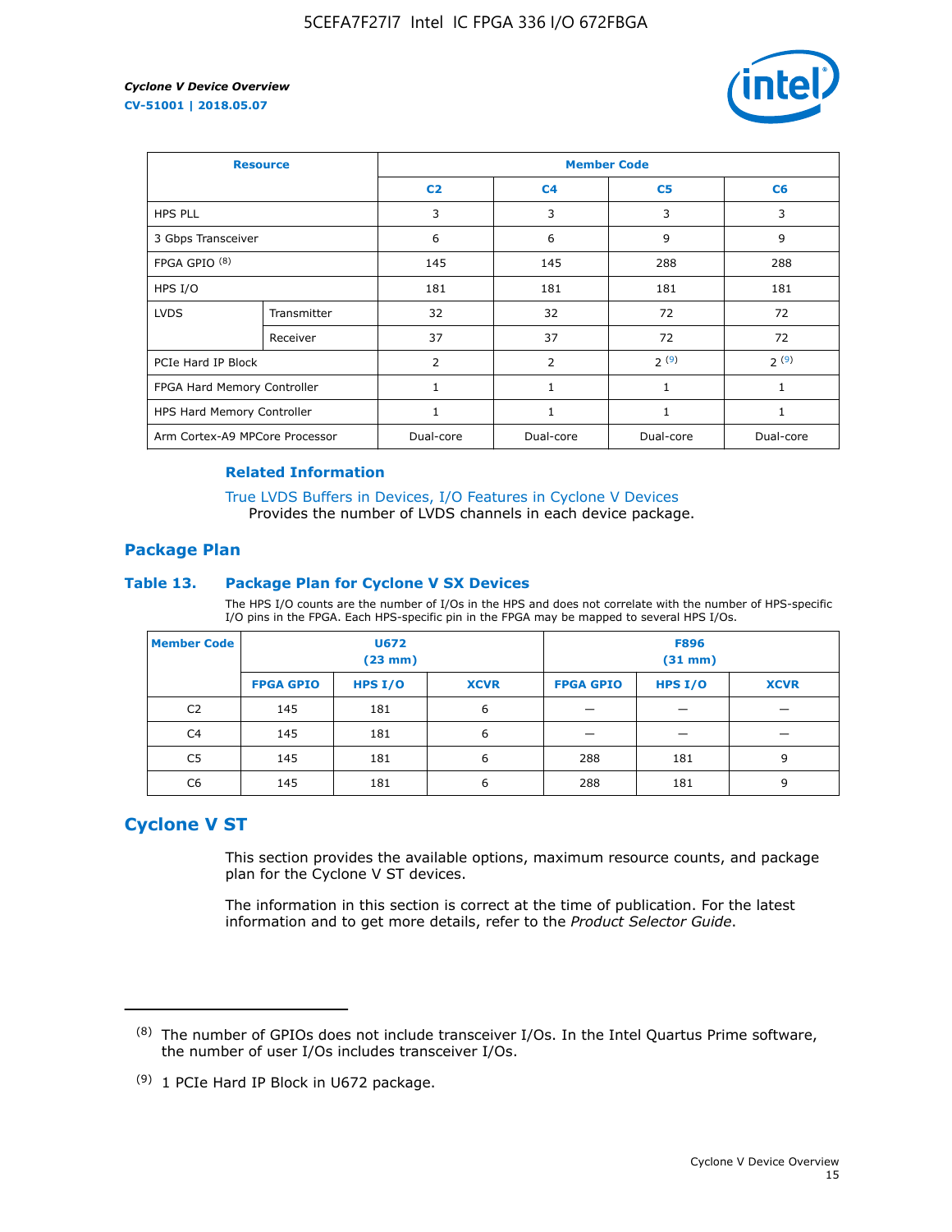| Resource | | Member Code | | | |
|---|---|---|---|---|---|
| | | C2 | C4 | C5 | C6 |
| HPS PLL | | 3 | 3 | 3 | 3 |
| 3 Gbps Transceiver | | 6 | 6 | 9 | 9 |
| FPGA GPIO [8] | | 145 | 145 | 288 | 288 |
| HPS I/O | | 181 | 181 | 181 | 181 |
| LVDS | Transmitter | 32 | 32 | 72 | 72 |
| | Receiver | 37 | 37 | 72 | 72 |
| PCIe Hard IP Block | | 2 | 2 | 2 [9] | 2 [9] |
| FPGA Hard Memory Controller | | 1 | 1 | 1 | 1 |
| HPS Hard Memory Controller | | 1 | 1 | 1 | 1 |
| Arm Cortex-A9 MPCore Processor | | Dual-core | Dual-core | Dual-core | Dual-core |

**Related Information**

True LVDS Buffers in Devices, I/O Features in Cyclone V Devices
Provides the number of LVDS channels in each device package.

## Package Plan

### Table 13. Package Plan for Cyclone V SX Devices

The HPS I/O counts are the number of I/Os in the HPS and does not correlate with the number of HPS-specific I/O pins in the FPGA. Each HPS-specific pin in the FPGA may be mapped to several HPS I/Os.

| Member Code | U672 (23 mm) | | | F896 (31 mm) | | |
|---|---|---|---|---|---|---|
| | FPGA GPIO | HPS I/O | XCVR | FPGA GPIO | HPS I/O | XCVR |
| C2 | 145 | 181 | 6 | — | — | — |
| C4 | 145 | 181 | 6 | — | — | — |
| C5 | 145 | 181 | 6 | 288 | 181 | 9 |
| C6 | 145 | 181 | 6 | 288 | 181 | 9 |

## Cyclone V ST

This section provides the available options, maximum resource counts, and package plan for the Cyclone V ST devices.

The information in this section is correct at the time of publication. For the latest information and to get more details, refer to the *Product Selector Guide*.

---

(8) The number of GPIOs does not include transceiver I/Os. In the Intel Quartus Prime software, the number of user I/Os includes transceiver I/Os.

(9) 1 PCIe Hard IP Block in U672 package.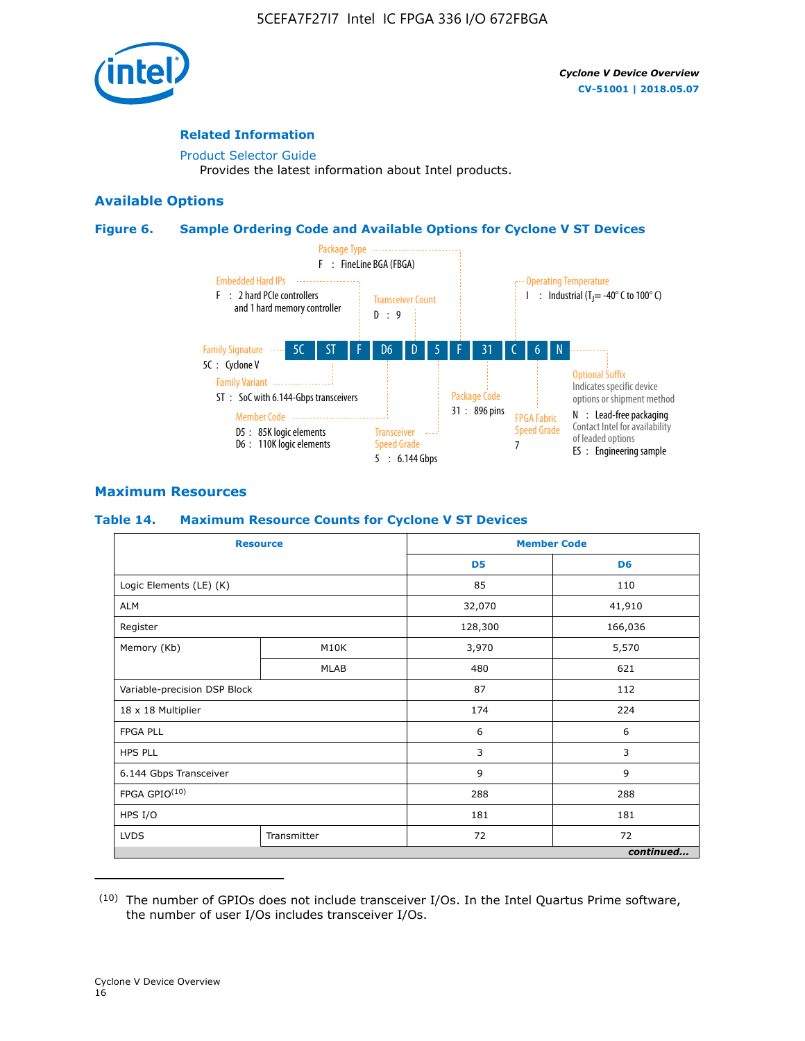## Related Information

Product Selector Guide
Provides the latest information about Intel products.

## Available Options

### Figure 6. Sample Ordering Code and Available Options for Cyclone V ST Devices

5C ST F D6 D 5 F 31 C 6 N

- Family Signature — 5C : Cyclone V
- Family Variant — ST : SoC with 6.144-Gbps transceivers
- Embedded Hard IPs — F : 2 hard PCIe controllers and 1 hard memory controller
- Member Code — D5 : 85K logic elements; D6 : 110K logic elements
- Transceiver Count — D : 9
- Transceiver Speed Grade — 5 : 6.144 Gbps
- Package Type — F : FineLine BGA (FBGA)
- Package Code — 31 : 896 pins
- Operating Temperature — I : Industrial ($T_J$ = -40° C to 100° C)
- FPGA Fabric Speed Grade — 7
- Optional Suffix — Indicates specific device options or shipment method
  - N : Lead-free packaging. Contact Intel for availability of leaded options
  - ES : Engineering sample

## Maximum Resources

### Table 14. Maximum Resource Counts for Cyclone V ST Devices

| Resource | | Member Code | |
|---|---|---|---|
| | | D5 | D6 |
| Logic Elements (LE) (K) | | 85 | 110 |
| ALM | | 32,070 | 41,910 |
| Register | | 128,300 | 166,036 |
| Memory (Kb) | M10K | 3,970 | 5,570 |
| | MLAB | 480 | 621 |
| Variable-precision DSP Block | | 87 | 112 |
| 18 x 18 Multiplier | | 174 | 224 |
| FPGA PLL | | 6 | 6 |
| HPS PLL | | 3 | 3 |
| 6.144 Gbps Transceiver | | 9 | 9 |
| FPGA GPIO[(10)] | | 288 | 288 |
| HPS I/O | | 181 | 181 |
| LVDS | Transmitter | 72 | 72 |

*continued...*

(10) The number of GPIOs does not include transceiver I/Os. In the Intel Quartus Prime software, the number of user I/Os includes transceiver I/Os.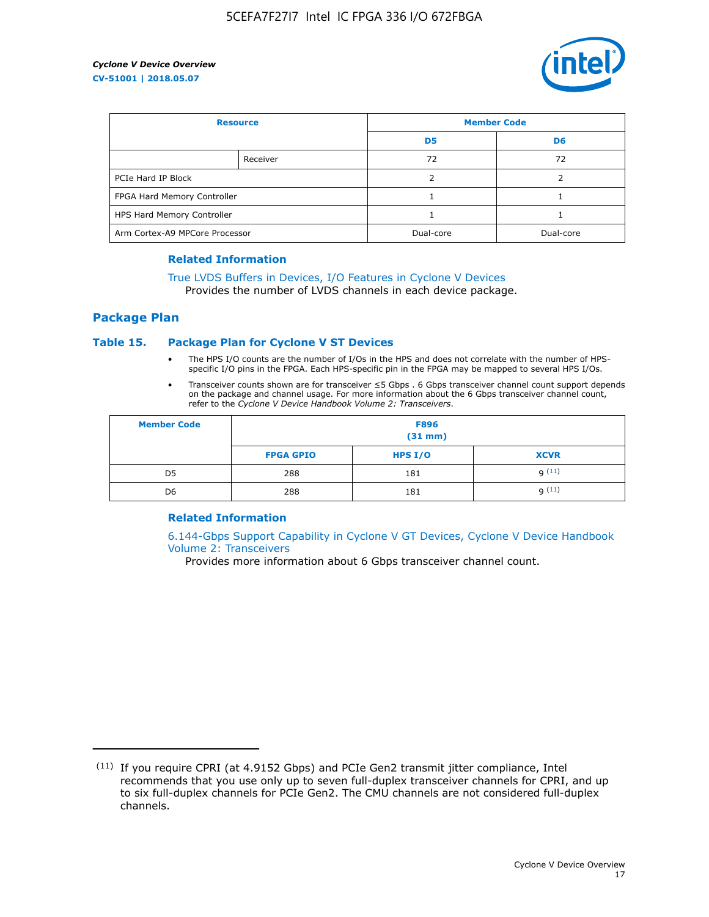| Resource | | Member Code | |
|---|---|---|---|
| | | D5 | D6 |
| | Receiver | 72 | 72 |
| PCIe Hard IP Block | | 2 | 2 |
| FPGA Hard Memory Controller | | 1 | 1 |
| HPS Hard Memory Controller | | 1 | 1 |
| Arm Cortex-A9 MPCore Processor | | Dual-core | Dual-core |

### Related Information

True LVDS Buffers in Devices, I/O Features in Cyclone V Devices
Provides the number of LVDS channels in each device package.

## Package Plan

### Table 15. Package Plan for Cyclone V ST Devices

- The HPS I/O counts are the number of I/Os in the HPS and does not correlate with the number of HPS-specific I/O pins in the FPGA. Each HPS-specific pin in the FPGA may be mapped to several HPS I/Os.
- Transceiver counts shown are for transceiver ≤5 Gbps . 6 Gbps transceiver channel count support depends on the package and channel usage. For more information about the 6 Gbps transceiver channel count, refer to the *Cyclone V Device Handbook Volume 2: Transceivers*.

| Member Code | F896 (31 mm) | | |
|---|---|---|---|
| | FPGA GPIO | HPS I/O | XCVR |
| D5 | 288 | 181 | 9 [11] |
| D6 | 288 | 181 | 9 [11] |

### Related Information

6.144-Gbps Support Capability in Cyclone V GT Devices, Cyclone V Device Handbook Volume 2: Transceivers
Provides more information about 6 Gbps transceiver channel count.

---

(11) If you require CPRI (at 4.9152 Gbps) and PCIe Gen2 transmit jitter compliance, Intel recommends that you use only up to seven full-duplex transceiver channels for CPRI, and up to six full-duplex channels for PCIe Gen2. The CMU channels are not considered full-duplex channels.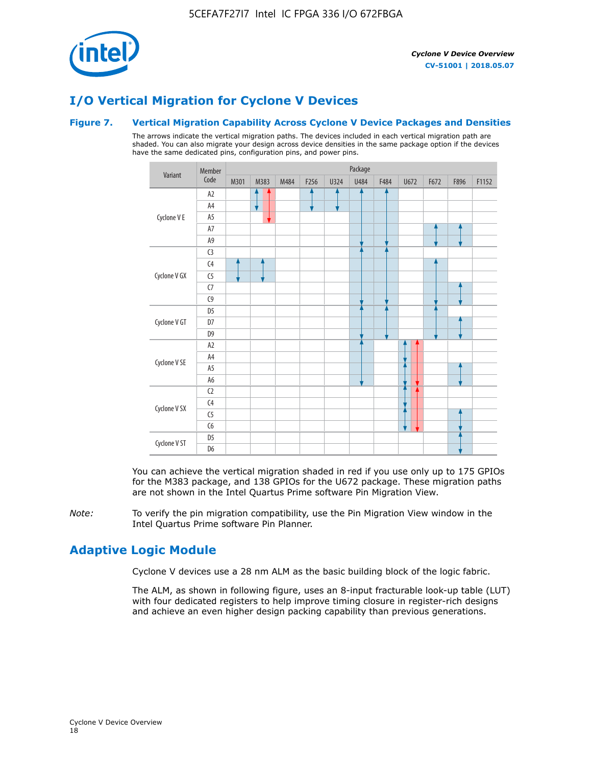## I/O Vertical Migration for Cyclone V Devices

### Figure 7. Vertical Migration Capability Across Cyclone V Device Packages and Densities

The arrows indicate the vertical migration paths. The devices included in each vertical migration path are shaded. You can also migrate your design across device densities in the same package option if the devices have the same dedicated pins, configuration pins, and power pins.

| Variant | Member Code | M301 | M383 | M484 | F256 | U324 | U484 | F484 | U672 | F672 | F896 | F1152 |
|---|---|---|---|---|---|---|---|---|---|---|---|---|
| Cyclone V E | A2 | | ✓ (red ✓) | | ✓ | ✓ | ✓ | ✓ | | | | |
| | A4 | | ✓ (red ✓) | | ✓ | ✓ | ✓ | ✓ | | | | |
| | A5 | | (red ✓) | | | | ✓ | ✓ | | | | |
| | A7 | | | | | | ✓ | ✓ | | ✓ | ✓ | |
| | A9 | | | | | | ✓ | ✓ | | ✓ | ✓ | |
| Cyclone V GX | C3 | | | | | | ✓ | ✓ | | | | |
| | C4 | ✓ | ✓ | | | | ✓ | ✓ | | ✓ | | |
| | C5 | ✓ | ✓ | | | | ✓ | ✓ | | ✓ | | |
| | C7 | | | | | | ✓ | ✓ | | ✓ | ✓ | |
| | C9 | | | | | | ✓ | ✓ | | ✓ | ✓ | |
| Cyclone V GT | D5 | | | | | | ✓ | ✓ | | ✓ | | |
| | D7 | | | | | | ✓ | ✓ | | ✓ | ✓ | |
| | D9 | | | | | | ✓ | ✓ | | ✓ | ✓ | |
| Cyclone V SE | A2 | | | | | | ✓ | | ✓ (red ✓) | | | |
| | A4 | | | | | | ✓ | | ✓ (red ✓) | | | |
| | A5 | | | | | | ✓ | | ✓ (red ✓) | | ✓ | |
| | A6 | | | | | | ✓ | | ✓ (red ✓) | | ✓ | |
| Cyclone V SX | C2 | | | | | | | | ✓ (red ✓) | | | |
| | C4 | | | | | | | | ✓ (red ✓) | | | |
| | C5 | | | | | | | | ✓ (red ✓) | | ✓ | |
| | C6 | | | | | | | | ✓ (red ✓) | | ✓ | |
| Cyclone V ST | D5 | | | | | | | | | | ✓ | |
| | D6 | | | | | | | | | | ✓ | |

You can achieve the vertical migration shaded in red if you use only up to 175 GPIOs for the M383 package, and 138 GPIOs for the U672 package. These migration paths are not shown in the Intel Quartus Prime software Pin Migration View.

*Note:* To verify the pin migration compatibility, use the Pin Migration View window in the Intel Quartus Prime software Pin Planner.

## Adaptive Logic Module

Cyclone V devices use a 28 nm ALM as the basic building block of the logic fabric.

The ALM, as shown in following figure, uses an 8-input fracturable look-up table (LUT) with four dedicated registers to help improve timing closure in register-rich designs and achieve an even higher design packing capability than previous generations.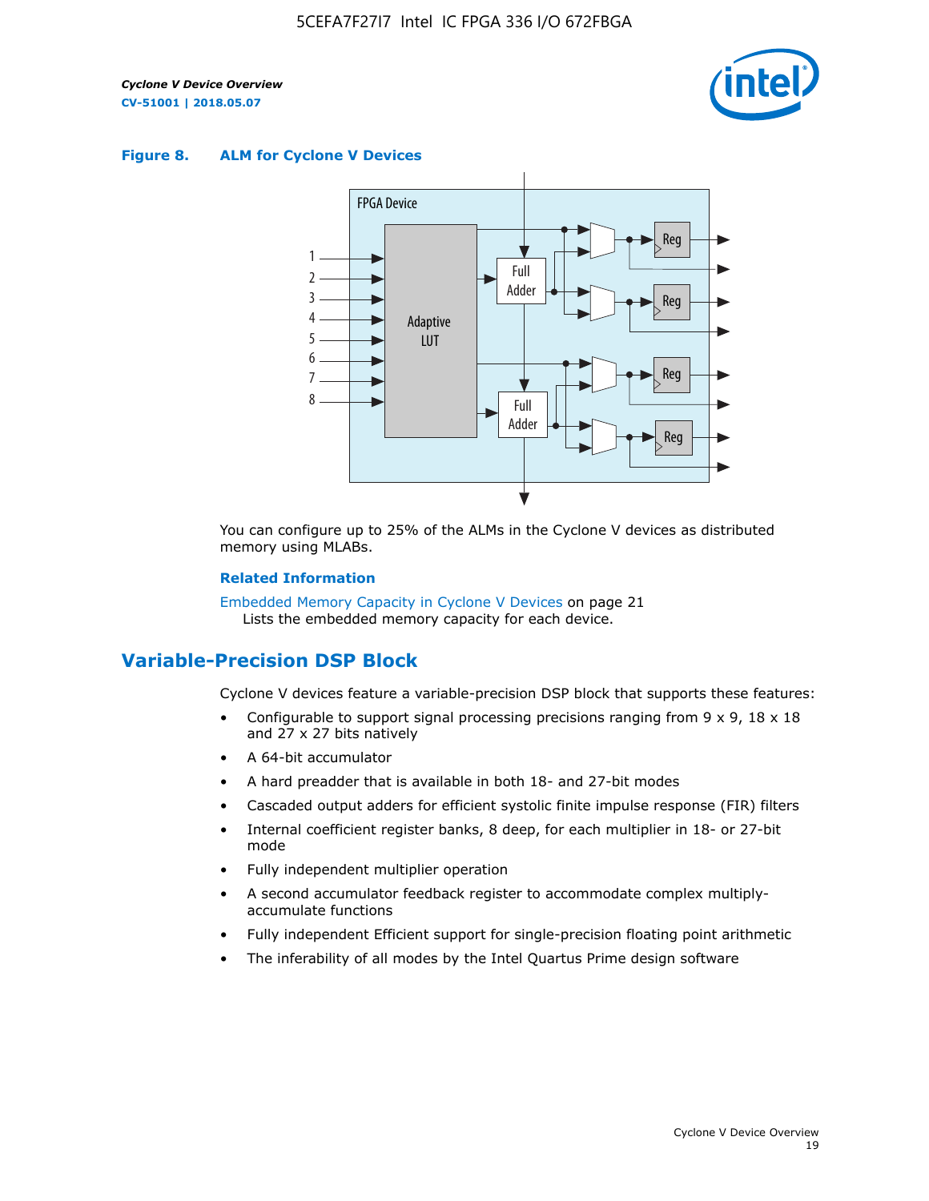**Figure 8. ALM for Cylone V Devices**

You can configure up to 25% of the ALMs in the Cyclone V devices as distributed memory using MLABs.

**Related Information**

Embedded Memory Capacity in Cyclone V Devices on page 21
Lists the embedded memory capacity for each device.

## Variable-Precision DSP Block

Cyclone V devices feature a variable-precision DSP block that supports these features:

- Configurable to support signal processing precisions ranging from 9 x 9, 18 x 18 and 27 x 27 bits natively
- A 64-bit accumulator
- A hard preadder that is available in both 18- and 27-bit modes
- Cascaded output adders for efficient systolic finite impulse response (FIR) filters
- Internal coefficient register banks, 8 deep, for each multiplier in 18- or 27-bit mode
- Fully independent multiplier operation
- A second accumulator feedback register to accommodate complex multiply-accumulate functions
- Fully independent Efficient support for single-precision floating point arithmetic
- The inferability of all modes by the Intel Quartus Prime design software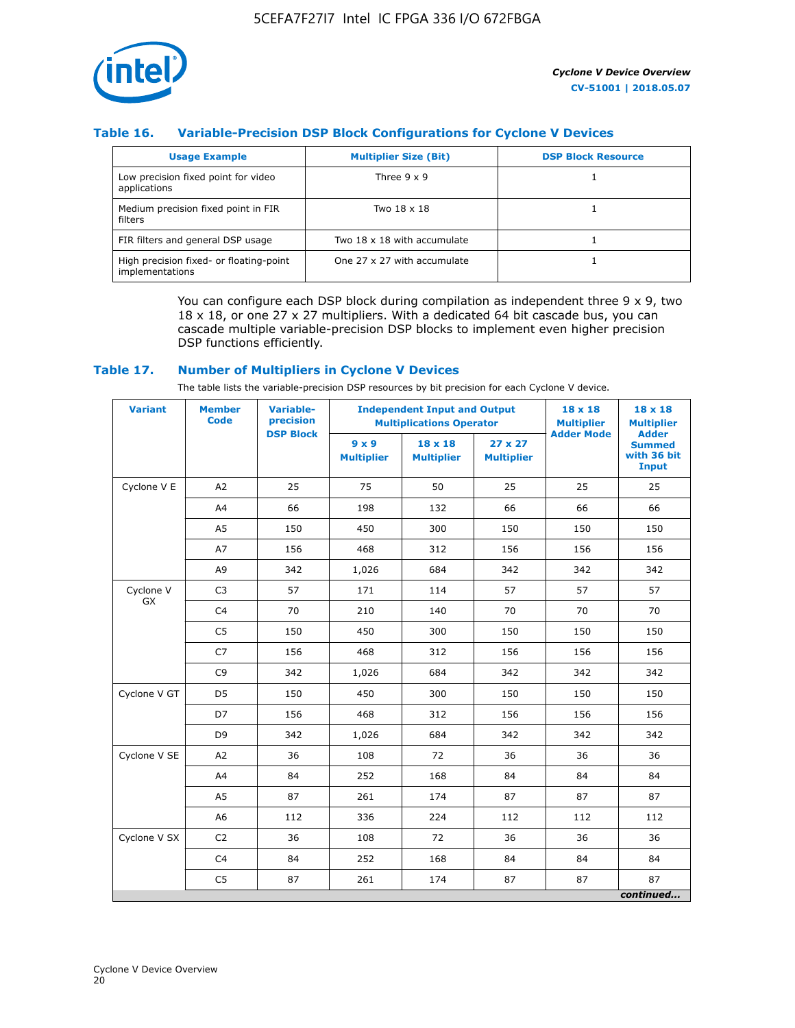### Table 16. Variable-Precision DSP Block Configurations for Cyclone V Devices

| Usage Example | Multiplier Size (Bit) | DSP Block Resource |
|---|---|---|
| Low precision fixed point for video applications | Three 9 x 9 | 1 |
| Medium precision fixed point in FIR filters | Two 18 x 18 | 1 |
| FIR filters and general DSP usage | Two 18 x 18 with accumulate | 1 |
| High precision fixed- or floating-point implementations | One 27 x 27 with accumulate | 1 |

You can configure each DSP block during compilation as independent three 9 x 9, two 18 x 18, or one 27 x 27 multipliers. With a dedicated 64 bit cascade bus, you can cascade multiple variable-precision DSP blocks to implement even higher precision DSP functions efficiently.

### Table 17. Number of Multipliers in Cyclone V Devices

The table lists the variable-precision DSP resources by bit precision for each Cyclone V device.

| Variant | Member Code | Variable-precision DSP Block | Independent Input and Output Multiplications Operator | | | 18 x 18 Multiplier Adder Mode | 18 x 18 Multiplier Adder Summed with 36 bit Input |
|---|---|---|---|---|---|---|---|
| | | | 9 x 9 Multiplier | 18 x 18 Multiplier | 27 x 27 Multiplier | | |
| Cyclone V E | A2 | 25 | 75 | 50 | 25 | 25 | 25 |
| | A4 | 66 | 198 | 132 | 66 | 66 | 66 |
| | A5 | 150 | 450 | 300 | 150 | 150 | 150 |
| | A7 | 156 | 468 | 312 | 156 | 156 | 156 |
| | A9 | 342 | 1,026 | 684 | 342 | 342 | 342 |
| Cyclone V GX | C3 | 57 | 171 | 114 | 57 | 57 | 57 |
| | C4 | 70 | 210 | 140 | 70 | 70 | 70 |
| | C5 | 150 | 450 | 300 | 150 | 150 | 150 |
| | C7 | 156 | 468 | 312 | 156 | 156 | 156 |
| | C9 | 342 | 1,026 | 684 | 342 | 342 | 342 |
| Cyclone V GT | D5 | 150 | 450 | 300 | 150 | 150 | 150 |
| | D7 | 156 | 468 | 312 | 156 | 156 | 156 |
| | D9 | 342 | 1,026 | 684 | 342 | 342 | 342 |
| Cyclone V SE | A2 | 36 | 108 | 72 | 36 | 36 | 36 |
| | A4 | 84 | 252 | 168 | 84 | 84 | 84 |
| | A5 | 87 | 261 | 174 | 87 | 87 | 87 |
| | A6 | 112 | 336 | 224 | 112 | 112 | 112 |
| Cyclone V SX | C2 | 36 | 108 | 72 | 36 | 36 | 36 |
| | C4 | 84 | 252 | 168 | 84 | 84 | 84 |
| | C5 | 87 | 261 | 174 | 87 | 87 | 87 |

*continued...*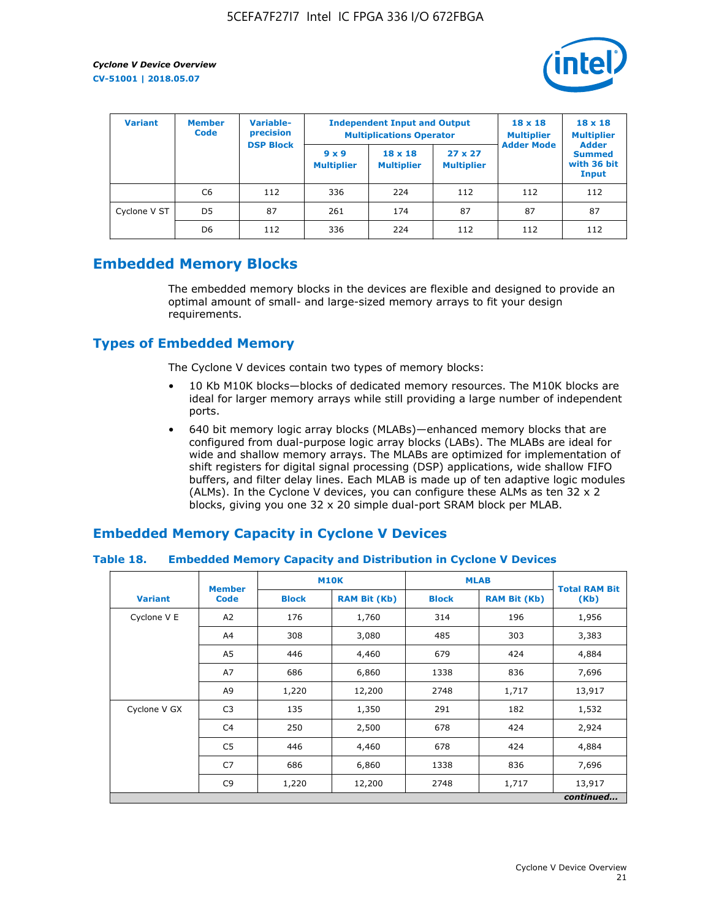| Variant | Member Code | Variable-precision DSP Block | Independent Input and Output Multiplications Operator | | | 18 x 18 Multiplier Adder Mode | 18 x 18 Multiplier Adder Summed with 36 bit Input |
|---|---|---|---|---|---|---|---|
| | | | 9 x 9 Multiplier | 18 x 18 Multiplier | 27 x 27 Multiplier | | |
| | C6 | 112 | 336 | 224 | 112 | 112 | 112 |
| Cyclone V ST | D5 | 87 | 261 | 174 | 87 | 87 | 87 |
| | D6 | 112 | 336 | 224 | 112 | 112 | 112 |

## Embedded Memory Blocks

The embedded memory blocks in the devices are flexible and designed to provide an optimal amount of small- and large-sized memory arrays to fit your design requirements.

## Types of Embedded Memory

The Cyclone V devices contain two types of memory blocks:

- 10 Kb M10K blocks—blocks of dedicated memory resources. The M10K blocks are ideal for larger memory arrays while still providing a large number of independent ports.
- 640 bit memory logic array blocks (MLABs)—enhanced memory blocks that are configured from dual-purpose logic array blocks (LABs). The MLABs are ideal for wide and shallow memory arrays. The MLABs are optimized for implementation of shift registers for digital signal processing (DSP) applications, wide shallow FIFO buffers, and filter delay lines. Each MLAB is made up of ten adaptive logic modules (ALMs). In the Cyclone V devices, you can configure these ALMs as ten 32 x 2 blocks, giving you one 32 x 20 simple dual-port SRAM block per MLAB.

## Embedded Memory Capacity in Cyclone V Devices

### Table 18. Embedded Memory Capacity and Distribution in Cyclone V Devices

| Variant | Member Code | M10K | | MLAB | | Total RAM Bit (Kb) |
|---|---|---|---|---|---|---|
| | | Block | RAM Bit (Kb) | Block | RAM Bit (Kb) | |
| Cyclone V E | A2 | 176 | 1,760 | 314 | 196 | 1,956 |
| | A4 | 308 | 3,080 | 485 | 303 | 3,383 |
| | A5 | 446 | 4,460 | 679 | 424 | 4,884 |
| | A7 | 686 | 6,860 | 1338 | 836 | 7,696 |
| | A9 | 1,220 | 12,200 | 2748 | 1,717 | 13,917 |
| Cyclone V GX | C3 | 135 | 1,350 | 291 | 182 | 1,532 |
| | C4 | 250 | 2,500 | 678 | 424 | 2,924 |
| | C5 | 446 | 4,460 | 678 | 424 | 4,884 |
| | C7 | 686 | 6,860 | 1338 | 836 | 7,696 |
| | C9 | 1,220 | 12,200 | 2748 | 1,717 | 13,917 |

*continued...*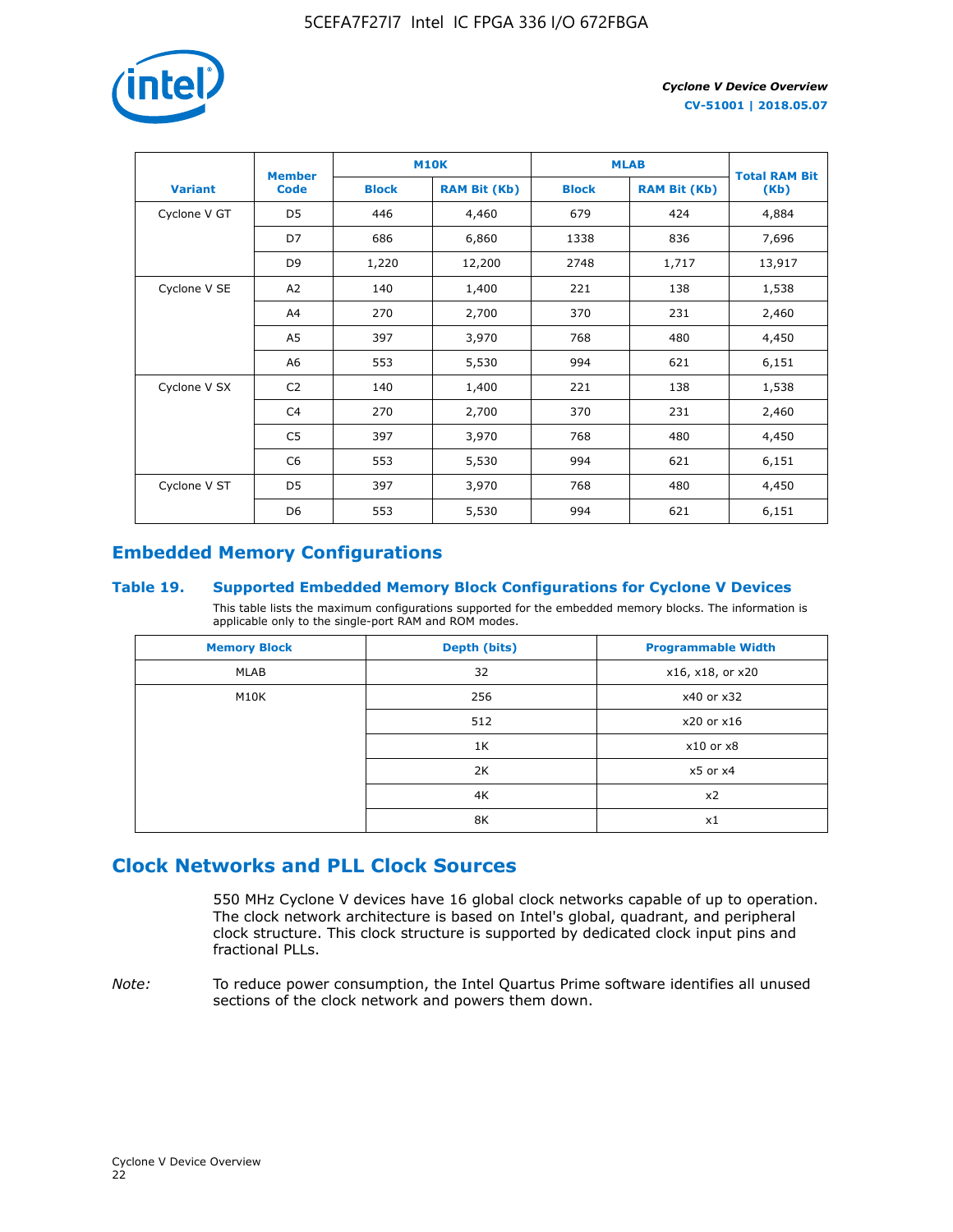| Variant | Member Code | M10K | | MLAB | | Total RAM Bit (Kb) |
|---|---|---|---|---|---|---|
| | | Block | RAM Bit (Kb) | Block | RAM Bit (Kb) | |
| Cyclone V GT | D5 | 446 | 4,460 | 679 | 424 | 4,884 |
| | D7 | 686 | 6,860 | 1338 | 836 | 7,696 |
| | D9 | 1,220 | 12,200 | 2748 | 1,717 | 13,917 |
| Cyclone V SE | A2 | 140 | 1,400 | 221 | 138 | 1,538 |
| | A4 | 270 | 2,700 | 370 | 231 | 2,460 |
| | A5 | 397 | 3,970 | 768 | 480 | 4,450 |
| | A6 | 553 | 5,530 | 994 | 621 | 6,151 |
| Cyclone V SX | C2 | 140 | 1,400 | 221 | 138 | 1,538 |
| | C4 | 270 | 2,700 | 370 | 231 | 2,460 |
| | C5 | 397 | 3,970 | 768 | 480 | 4,450 |
| | C6 | 553 | 5,530 | 994 | 621 | 6,151 |
| Cyclone V ST | D5 | 397 | 3,970 | 768 | 480 | 4,450 |
| | D6 | 553 | 5,530 | 994 | 621 | 6,151 |

## Embedded Memory Configurations

### Table 19. Supported Embedded Memory Block Configurations for Cyclone V Devices

This table lists the maximum configurations supported for the embedded memory blocks. The information is applicable only to the single-port RAM and ROM modes.

| Memory Block | Depth (bits) | Programmable Width |
|---|---|---|
| MLAB | 32 | x16, x18, or x20 |
| M10K | 256 | x40 or x32 |
| | 512 | x20 or x16 |
| | 1K | x10 or x8 |
| | 2K | x5 or x4 |
| | 4K | x2 |
| | 8K | x1 |

## Clock Networks and PLL Clock Sources

550 MHz Cyclone V devices have 16 global clock networks capable of up to operation. The clock network architecture is based on Intel's global, quadrant, and peripheral clock structure. This clock structure is supported by dedicated clock input pins and fractional PLLs.

*Note:* To reduce power consumption, the Intel Quartus Prime software identifies all unused sections of the clock network and powers them down.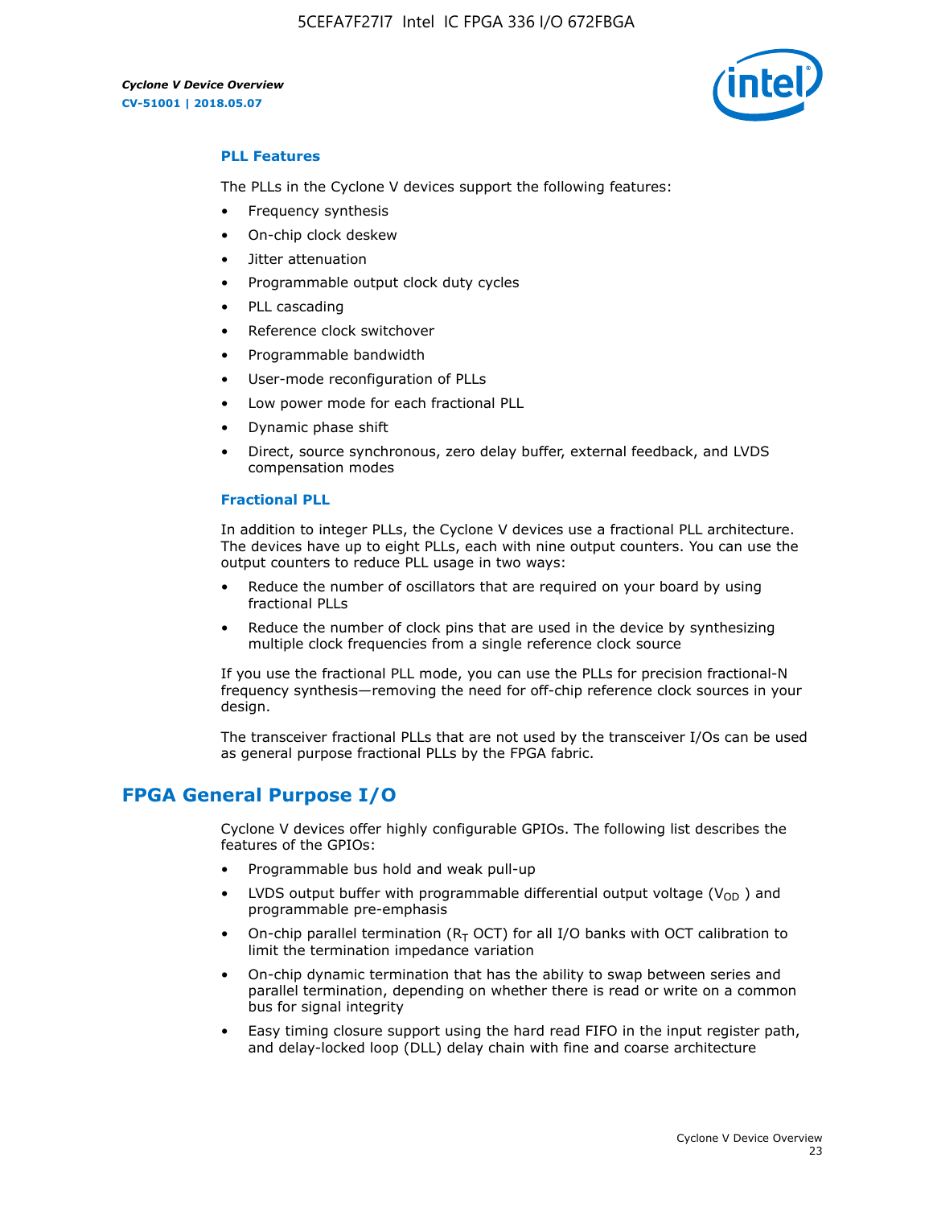### PLL Features

The PLLs in the Cyclone V devices support the following features:

- Frequency synthesis
- On-chip clock deskew
- Jitter attenuation
- Programmable output clock duty cycles
- PLL cascading
- Reference clock switchover
- Programmable bandwidth
- User-mode reconfiguration of PLLs
- Low power mode for each fractional PLL
- Dynamic phase shift
- Direct, source synchronous, zero delay buffer, external feedback, and LVDS compensation modes

### Fractional PLL

In addition to integer PLLs, the Cyclone V devices use a fractional PLL architecture. The devices have up to eight PLLs, each with nine output counters. You can use the output counters to reduce PLL usage in two ways:

- Reduce the number of oscillators that are required on your board by using fractional PLLs
- Reduce the number of clock pins that are used in the device by synthesizing multiple clock frequencies from a single reference clock source

If you use the fractional PLL mode, you can use the PLLs for precision fractional-N frequency synthesis—removing the need for off-chip reference clock sources in your design.

The transceiver fractional PLLs that are not used by the transceiver I/Os can be used as general purpose fractional PLLs by the FPGA fabric.

## FPGA General Purpose I/O

Cyclone V devices offer highly configurable GPIOs. The following list describes the features of the GPIOs:

- Programmable bus hold and weak pull-up
- LVDS output buffer with programmable differential output voltage ($V_{OD}$ ) and programmable pre-emphasis
- On-chip parallel termination ($R_T$ OCT) for all I/O banks with OCT calibration to limit the termination impedance variation
- On-chip dynamic termination that has the ability to swap between series and parallel termination, depending on whether there is read or write on a common bus for signal integrity
- Easy timing closure support using the hard read FIFO in the input register path, and delay-locked loop (DLL) delay chain with fine and coarse architecture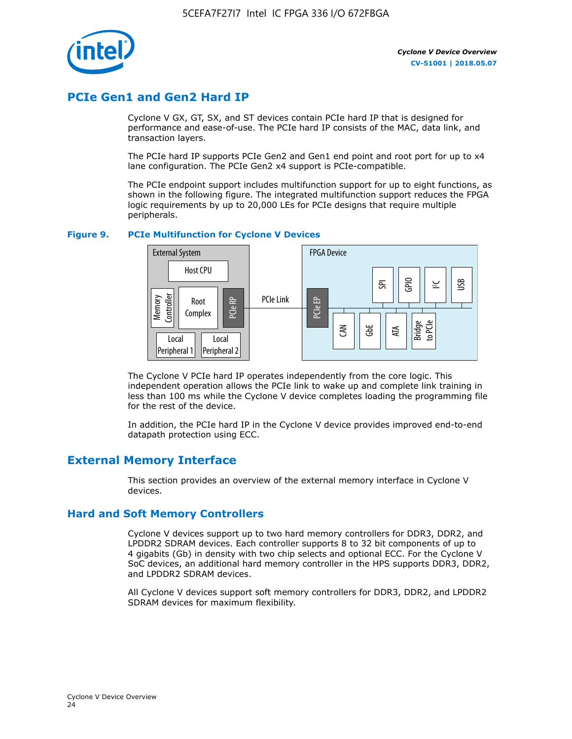## PCIe Gen1 and Gen2 Hard IP

Cyclone V GX, GT, SX, and ST devices contain PCIe hard IP that is designed for performance and ease-of-use. The PCIe hard IP consists of the MAC, data link, and transaction layers.

The PCIe hard IP supports PCIe Gen2 and Gen1 end point and root port for up to x4 lane configuration. The PCIe Gen2 x4 support is PCIe-compatible.

The PCIe endpoint support includes multifunction support for up to eight functions, as shown in the following figure. The integrated multifunction support reduces the FPGA logic requirements by up to 20,000 LEs for PCIe designs that require multiple peripherals.

**Figure 9. PCIe Multifunction for Cyclone V Devices**

The Cyclone V PCIe hard IP operates independently from the core logic. This independent operation allows the PCIe link to wake up and complete link training in less than 100 ms while the Cyclone V device completes loading the programming file for the rest of the device.

In addition, the PCIe hard IP in the Cyclone V device provides improved end-to-end datapath protection using ECC.

## External Memory Interface

This section provides an overview of the external memory interface in Cyclone V devices.

### Hard and Soft Memory Controllers

Cyclone V devices support up to two hard memory controllers for DDR3, DDR2, and LPDDR2 SDRAM devices. Each controller supports 8 to 32 bit components of up to 4 gigabits (Gb) in density with two chip selects and optional ECC. For the Cyclone V SoC devices, an additional hard memory controller in the HPS supports DDR3, DDR2, and LPDDR2 SDRAM devices.

All Cyclone V devices support soft memory controllers for DDR3, DDR2, and LPDDR2 SDRAM devices for maximum flexibility.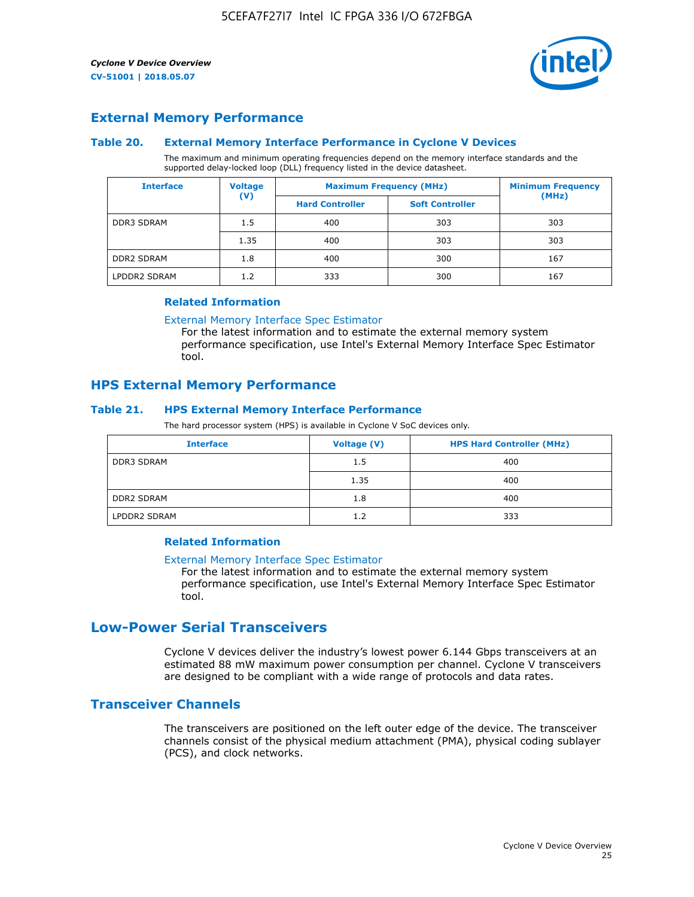## External Memory Performance

### Table 20. External Memory Interface Performance in Cyclone V Devices

The maximum and minimum operating frequencies depend on the memory interface standards and the supported delay-locked loop (DLL) frequency listed in the device datasheet.

| Interface | Voltage (V) | Maximum Frequency (MHz) | | Minimum Frequency (MHz) |
|---|---|---|---|---|
| | | Hard Controller | Soft Controller | |
| DDR3 SDRAM | 1.5 | 400 | 303 | 303 |
| | 1.35 | 400 | 303 | 303 |
| DDR2 SDRAM | 1.8 | 400 | 300 | 167 |
| LPDDR2 SDRAM | 1.2 | 333 | 300 | 167 |

#### Related Information

External Memory Interface Spec Estimator
For the latest information and to estimate the external memory system performance specification, use Intel's External Memory Interface Spec Estimator tool.

## HPS External Memory Performance

### Table 21. HPS External Memory Interface Performance

The hard processor system (HPS) is available in Cyclone V SoC devices only.

| Interface | Voltage (V) | HPS Hard Controller (MHz) |
|---|---|---|
| DDR3 SDRAM | 1.5 | 400 |
| | 1.35 | 400 |
| DDR2 SDRAM | 1.8 | 400 |
| LPDDR2 SDRAM | 1.2 | 333 |

#### Related Information

External Memory Interface Spec Estimator
For the latest information and to estimate the external memory system performance specification, use Intel's External Memory Interface Spec Estimator tool.

# Low-Power Serial Transceivers

Cyclone V devices deliver the industry's lowest power 6.144 Gbps transceivers at an estimated 88 mW maximum power consumption per channel. Cyclone V transceivers are designed to be compliant with a wide range of protocols and data rates.

## Transceiver Channels

The transceivers are positioned on the left outer edge of the device. The transceiver channels consist of the physical medium attachment (PMA), physical coding sublayer (PCS), and clock networks.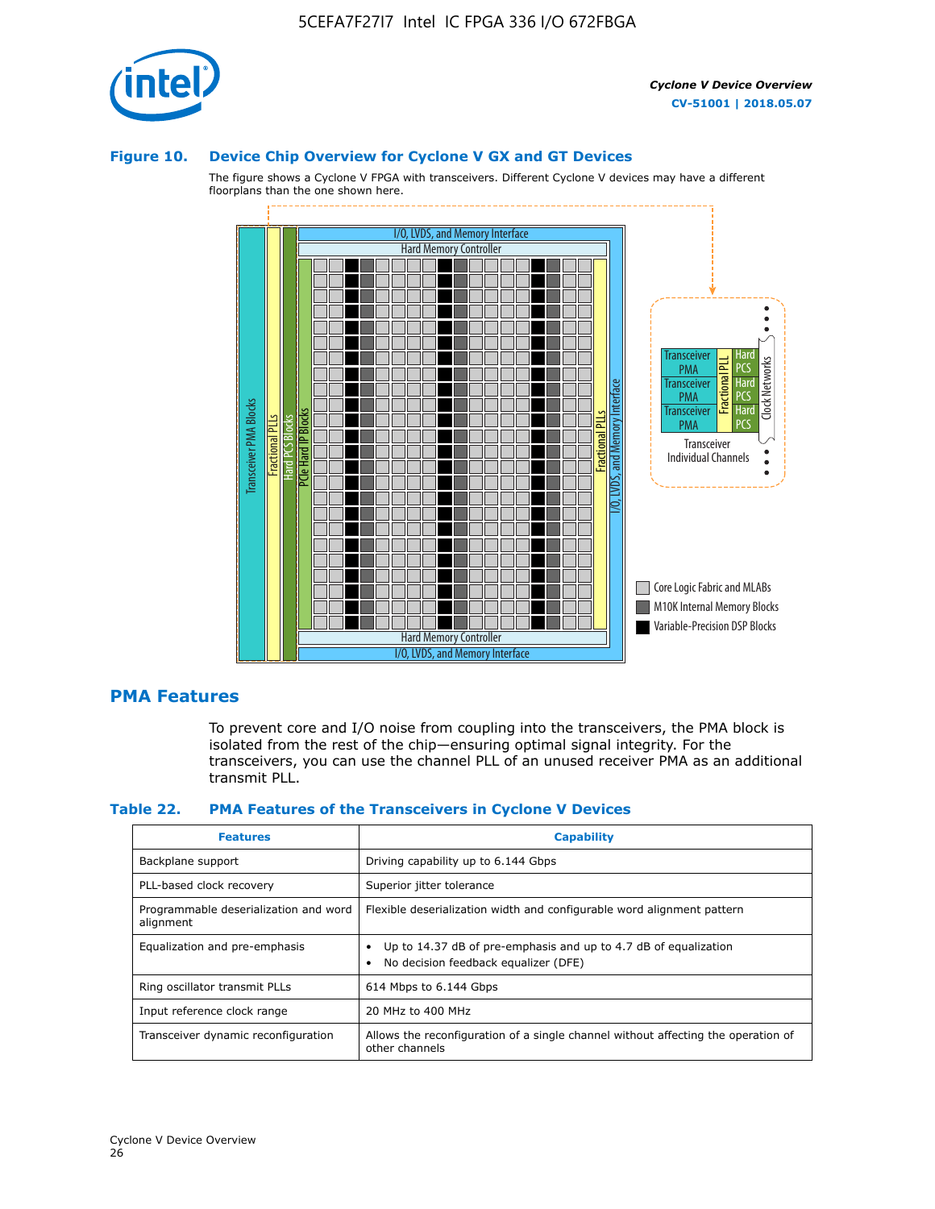### Figure 10. Device Chip Overview for Cyclone V GX and GT Devices

The figure shows a Cyclone V FPGA with transceivers. Different Cyclone V devices may have a different floorplans than the one shown here.

## PMA Features

To prevent core and I/O noise from coupling into the transceivers, the PMA block is isolated from the rest of the chip—ensuring optimal signal integrity. For the transceivers, you can use the channel PLL of an unused receiver PMA as an additional transmit PLL.

### Table 22. PMA Features of the Transceivers in Cyclone V Devices

| Features | Capability |
| --- | --- |
| Backplane support | Driving capability up to 6.144 Gbps |
| PLL-based clock recovery | Superior jitter tolerance |
| Programmable deserialization and word alignment | Flexible deserialization width and configurable word alignment pattern |
| Equalization and pre-emphasis | • Up to 14.37 dB of pre-emphasis and up to 4.7 dB of equalization<br>• No decision feedback equalizer (DFE) |
| Ring oscillator transmit PLLs | 614 Mbps to 6.144 Gbps |
| Input reference clock range | 20 MHz to 400 MHz |
| Transceiver dynamic reconfiguration | Allows the reconfiguration of a single channel without affecting the operation of other channels |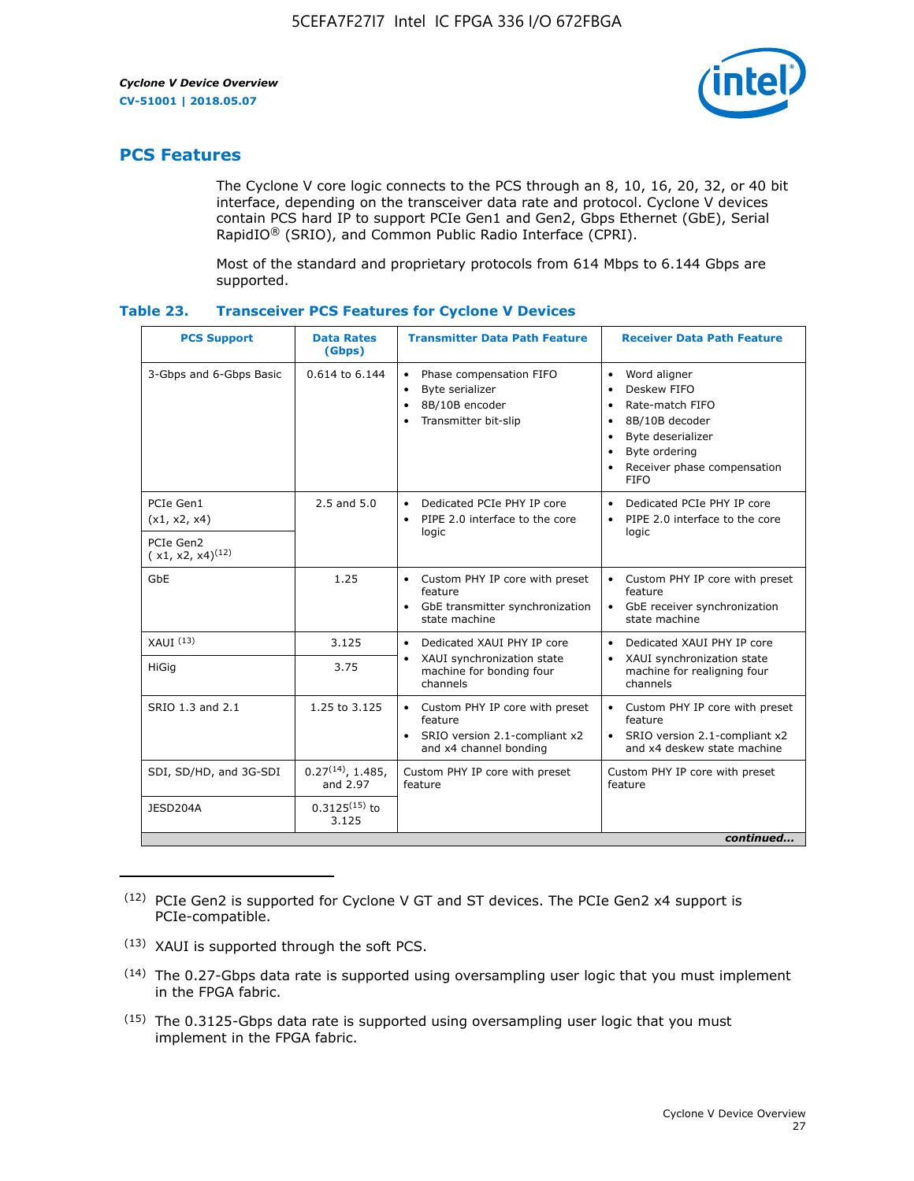## PCS Features

The Cyclone V core logic connects to the PCS through an 8, 10, 16, 20, 32, or 40 bit interface, depending on the transceiver data rate and protocol. Cyclone V devices contain PCS hard IP to support PCIe Gen1 and Gen2, Gbps Ethernet (GbE), Serial RapidIO® (SRIO), and Common Public Radio Interface (CPRI).

Most of the standard and proprietary protocols from 614 Mbps to 6.144 Gbps are supported.

### Table 23. Transceiver PCS Features for Cyclone V Devices

| PCS Support | Data Rates (Gbps) | Transmitter Data Path Feature | Receiver Data Path Feature |
|---|---|---|---|
| 3-Gbps and 6-Gbps Basic | 0.614 to 6.144 | • Phase compensation FIFO<br>• Byte serializer<br>• 8B/10B encoder<br>• Transmitter bit-slip | • Word aligner<br>• Deskew FIFO<br>• Rate-match FIFO<br>• 8B/10B decoder<br>• Byte deserializer<br>• Byte ordering<br>• Receiver phase compensation FIFO |
| PCIe Gen1 (x1, x2, x4) | 2.5 and 5.0 | • Dedicated PCIe PHY IP core<br>• PIPE 2.0 interface to the core logic | • Dedicated PCIe PHY IP core<br>• PIPE 2.0 interface to the core logic |
| PCIe Gen2 ( x1, x2, x4)(12) | | | |
| GbE | 1.25 | • Custom PHY IP core with preset feature<br>• GbE transmitter synchronization state machine | • Custom PHY IP core with preset feature<br>• GbE receiver synchronization state machine |
| XAUI (13) | 3.125 | • Dedicated XAUI PHY IP core<br>• XAUI synchronization state machine for bonding four channels | • Dedicated XAUI PHY IP core<br>• XAUI synchronization state machine for realigning four channels |
| HiGig | 3.75 | | |
| SRIO 1.3 and 2.1 | 1.25 to 3.125 | • Custom PHY IP core with preset feature<br>• SRIO version 2.1-compliant x2 and x4 channel bonding | • Custom PHY IP core with preset feature<br>• SRIO version 2.1-compliant x2 and x4 deskew state machine |
| SDI, SD/HD, and 3G-SDI | 0.27(14), 1.485, and 2.97 | Custom PHY IP core with preset feature | Custom PHY IP core with preset feature |
| JESD204A | 0.3125(15) to 3.125 | | |

*continued...*

(12) PCIe Gen2 is supported for Cyclone V GT and ST devices. The PCIe Gen2 x4 support is PCIe-compatible.

(13) XAUI is supported through the soft PCS.

(14) The 0.27-Gbps data rate is supported using oversampling user logic that you must implement in the FPGA fabric.

(15) The 0.3125-Gbps data rate is supported using oversampling user logic that you must implement in the FPGA fabric.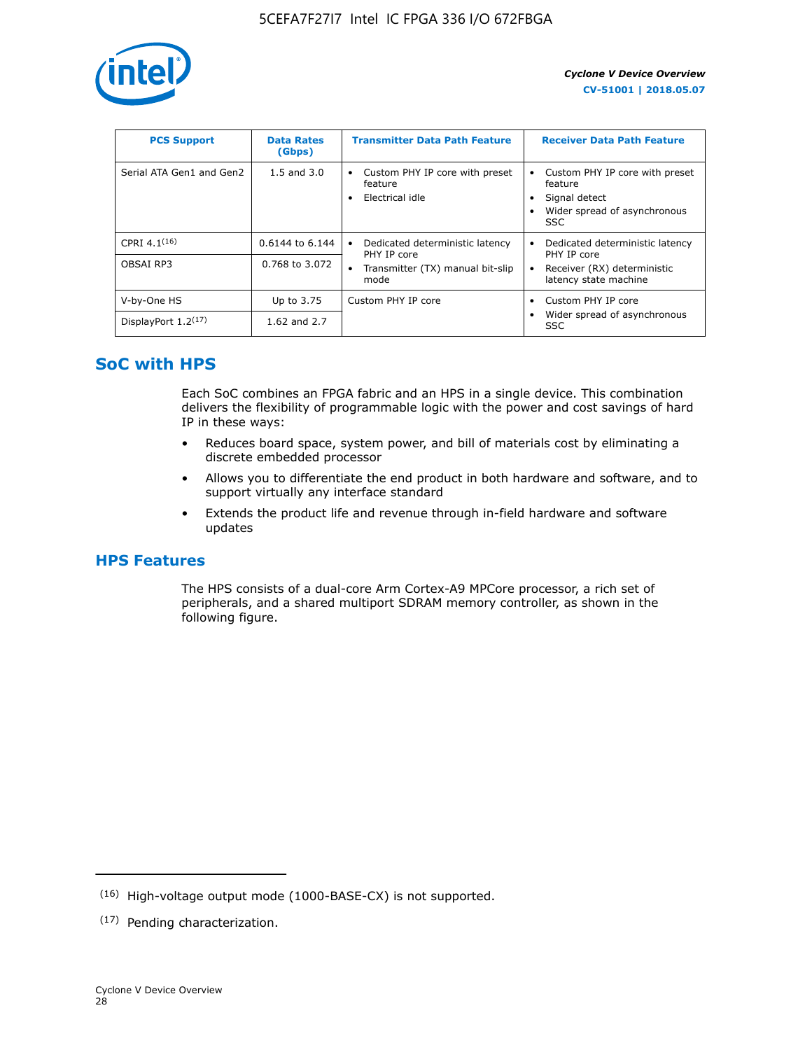| PCS Support | Data Rates (Gbps) | Transmitter Data Path Feature | Receiver Data Path Feature |
|---|---|---|---|
| Serial ATA Gen1 and Gen2 | 1.5 and 3.0 | • Custom PHY IP core with preset feature<br>• Electrical idle | • Custom PHY IP core with preset feature<br>• Signal detect<br>• Wider spread of asynchronous SSC |
| CPRI 4.1[16] | 0.6144 to 6.144 | • Dedicated deterministic latency PHY IP core<br>• Transmitter (TX) manual bit-slip mode | • Dedicated deterministic latency PHY IP core<br>• Receiver (RX) deterministic latency state machine |
| OBSAI RP3 | 0.768 to 3.072 | | |
| V-by-One HS | Up to 3.75 | Custom PHY IP core | • Custom PHY IP core<br>• Wider spread of asynchronous SSC |
| DisplayPort 1.2[17] | 1.62 and 2.7 | | |

## SoC with HPS

Each SoC combines an FPGA fabric and an HPS in a single device. This combination delivers the flexibility of programmable logic with the power and cost savings of hard IP in these ways:

- Reduces board space, system power, and bill of materials cost by eliminating a discrete embedded processor
- Allows you to differentiate the end product in both hardware and software, and to support virtually any interface standard
- Extends the product life and revenue through in-field hardware and software updates

## HPS Features

The HPS consists of a dual-core Arm Cortex-A9 MPCore processor, a rich set of peripherals, and a shared multiport SDRAM memory controller, as shown in the following figure.

(16) High-voltage output mode (1000-BASE-CX) is not supported.

(17) Pending characterization.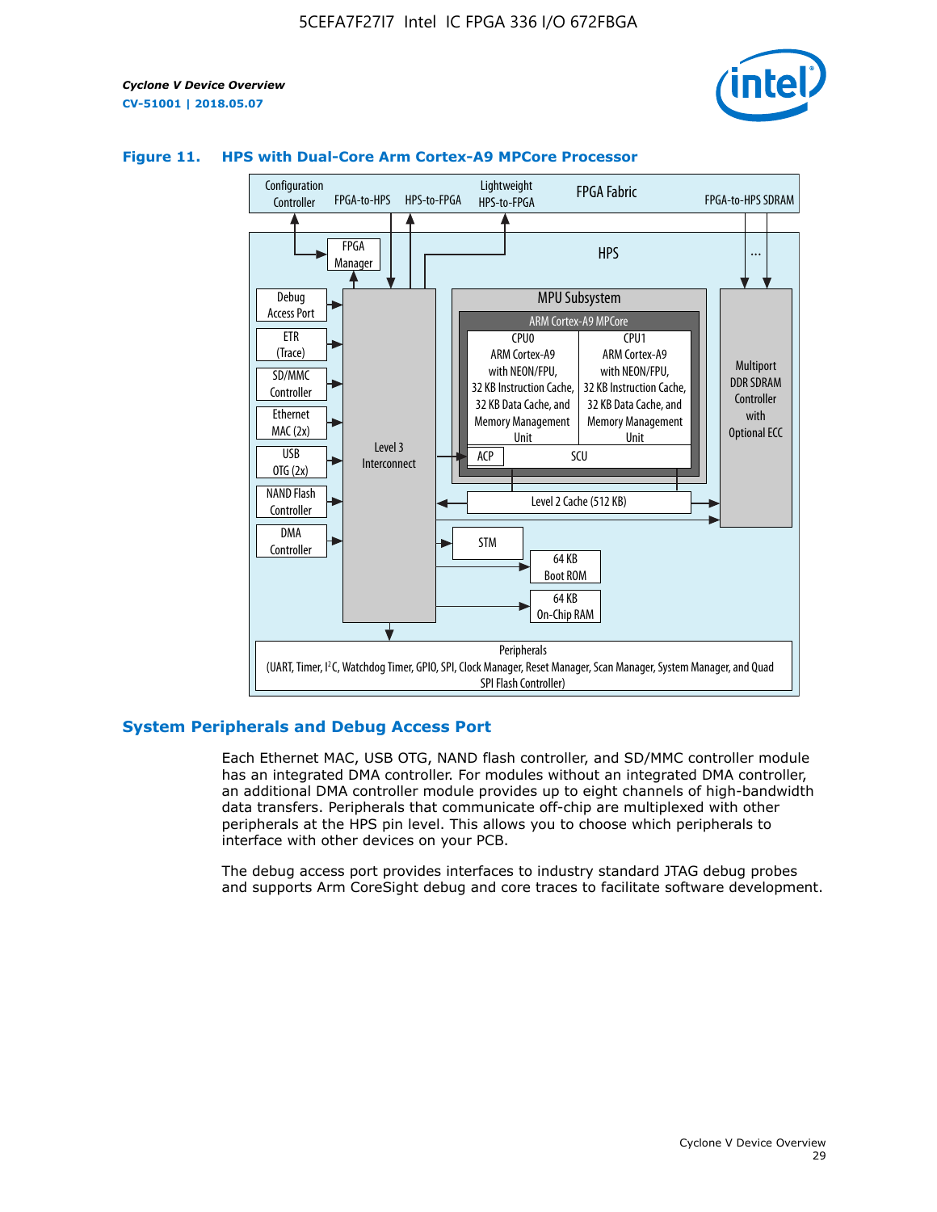**Figure 11. HPS with Dual-Core Arm Cortex-A9 MPCore Processor**

## System Peripherals and Debug Access Port

Each Ethernet MAC, USB OTG, NAND flash controller, and SD/MMC controller module has an integrated DMA controller. For modules without an integrated DMA controller, an additional DMA controller module provides up to eight channels of high-bandwidth data transfers. Peripherals that communicate off-chip are multiplexed with other peripherals at the HPS pin level. This allows you to choose which peripherals to interface with other devices on your PCB.

The debug access port provides interfaces to industry standard JTAG debug probes and supports Arm CoreSight debug and core traces to facilitate software development.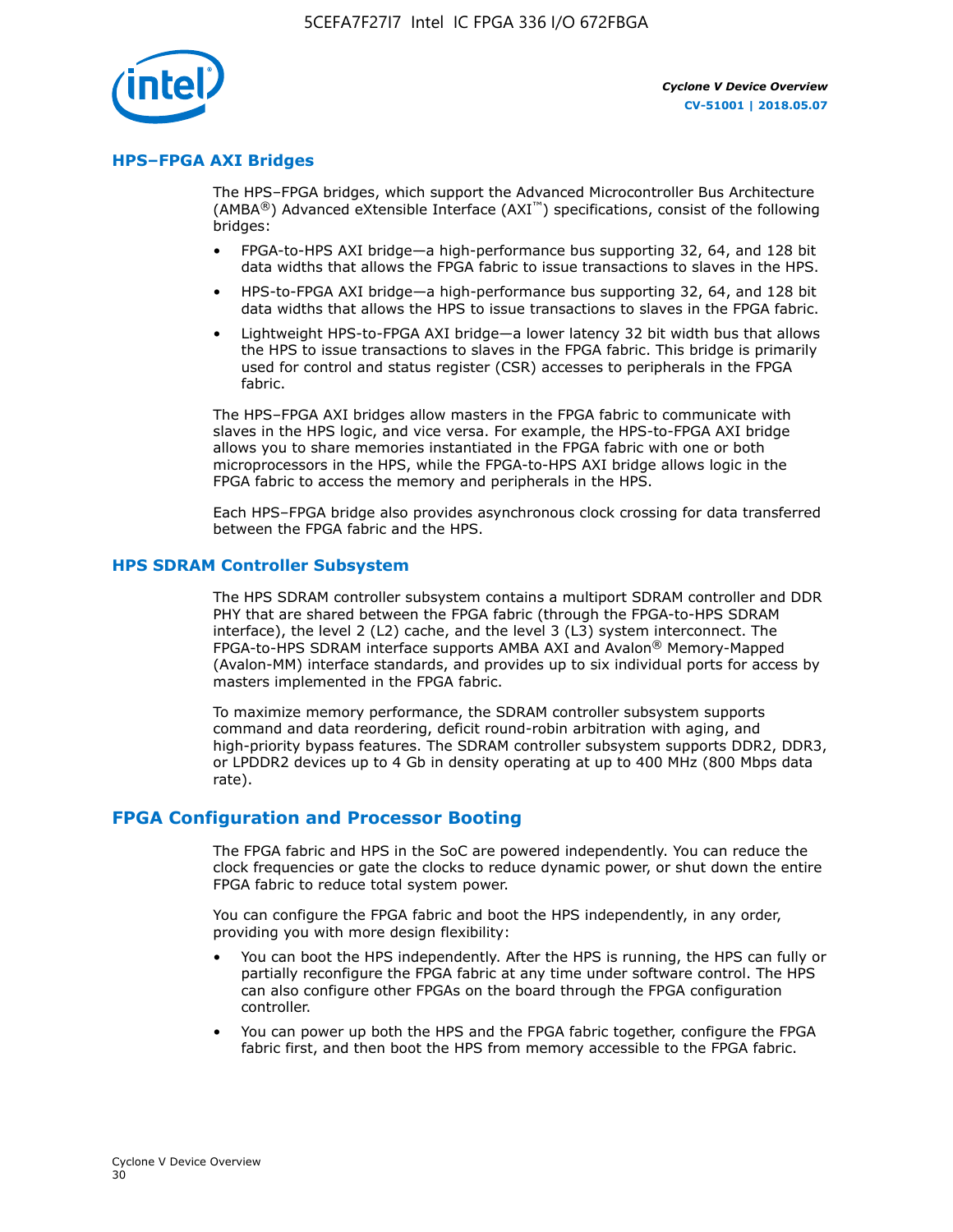## HPS–FPGA AXI Bridges

The HPS–FPGA bridges, which support the Advanced Microcontroller Bus Architecture (AMBA®) Advanced eXtensible Interface (AXI™) specifications, consist of the following bridges:

- FPGA-to-HPS AXI bridge—a high-performance bus supporting 32, 64, and 128 bit data widths that allows the FPGA fabric to issue transactions to slaves in the HPS.
- HPS-to-FPGA AXI bridge—a high-performance bus supporting 32, 64, and 128 bit data widths that allows the HPS to issue transactions to slaves in the FPGA fabric.
- Lightweight HPS-to-FPGA AXI bridge—a lower latency 32 bit width bus that allows the HPS to issue transactions to slaves in the FPGA fabric. This bridge is primarily used for control and status register (CSR) accesses to peripherals in the FPGA fabric.

The HPS–FPGA AXI bridges allow masters in the FPGA fabric to communicate with slaves in the HPS logic, and vice versa. For example, the HPS-to-FPGA AXI bridge allows you to share memories instantiated in the FPGA fabric with one or both microprocessors in the HPS, while the FPGA-to-HPS AXI bridge allows logic in the FPGA fabric to access the memory and peripherals in the HPS.

Each HPS–FPGA bridge also provides asynchronous clock crossing for data transferred between the FPGA fabric and the HPS.

## HPS SDRAM Controller Subsystem

The HPS SDRAM controller subsystem contains a multiport SDRAM controller and DDR PHY that are shared between the FPGA fabric (through the FPGA-to-HPS SDRAM interface), the level 2 (L2) cache, and the level 3 (L3) system interconnect. The FPGA-to-HPS SDRAM interface supports AMBA AXI and Avalon® Memory-Mapped (Avalon-MM) interface standards, and provides up to six individual ports for access by masters implemented in the FPGA fabric.

To maximize memory performance, the SDRAM controller subsystem supports command and data reordering, deficit round-robin arbitration with aging, and high-priority bypass features. The SDRAM controller subsystem supports DDR2, DDR3, or LPDDR2 devices up to 4 Gb in density operating at up to 400 MHz (800 Mbps data rate).

# FPGA Configuration and Processor Booting

The FPGA fabric and HPS in the SoC are powered independently. You can reduce the clock frequencies or gate the clocks to reduce dynamic power, or shut down the entire FPGA fabric to reduce total system power.

You can configure the FPGA fabric and boot the HPS independently, in any order, providing you with more design flexibility:

- You can boot the HPS independently. After the HPS is running, the HPS can fully or partially reconfigure the FPGA fabric at any time under software control. The HPS can also configure other FPGAs on the board through the FPGA configuration controller.
- You can power up both the HPS and the FPGA fabric together, configure the FPGA fabric first, and then boot the HPS from memory accessible to the FPGA fabric.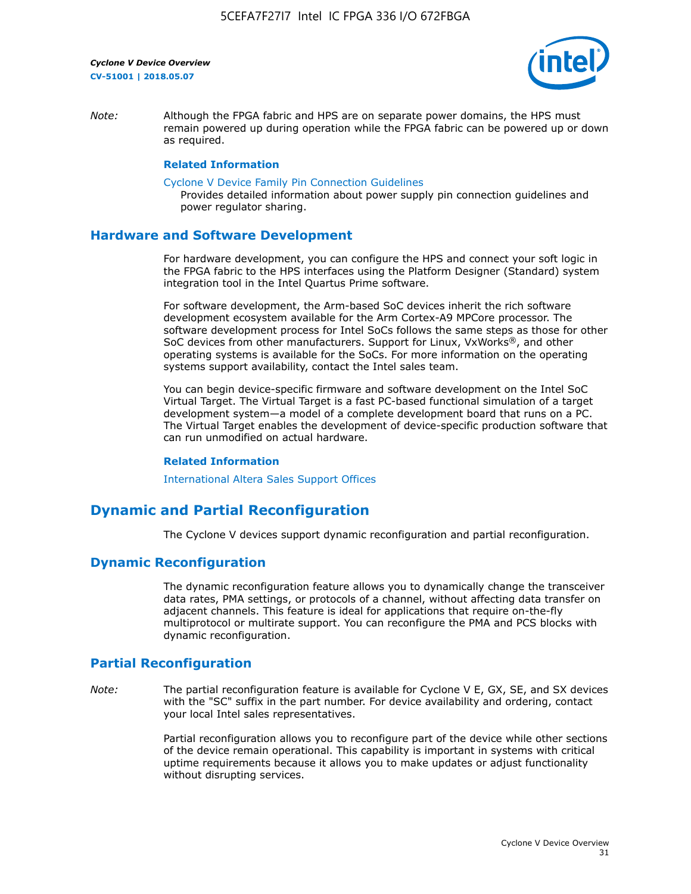*Note:* Although the FPGA fabric and HPS are on separate power domains, the HPS must remain powered up during operation while the FPGA fabric can be powered up or down as required.

**Related Information**

Cyclone V Device Family Pin Connection Guidelines
Provides detailed information about power supply pin connection guidelines and power regulator sharing.

## Hardware and Software Development

For hardware development, you can configure the HPS and connect your soft logic in the FPGA fabric to the HPS interfaces using the Platform Designer (Standard) system integration tool in the Intel Quartus Prime software.

For software development, the Arm-based SoC devices inherit the rich software development ecosystem available for the Arm Cortex-A9 MPCore processor. The software development process for Intel SoCs follows the same steps as those for other SoC devices from other manufacturers. Support for Linux, VxWorks®, and other operating systems is available for the SoCs. For more information on the operating systems support availability, contact the Intel sales team.

You can begin device-specific firmware and software development on the Intel SoC Virtual Target. The Virtual Target is a fast PC-based functional simulation of a target development system—a model of a complete development board that runs on a PC. The Virtual Target enables the development of device-specific production software that can run unmodified on actual hardware.

**Related Information**

International Altera Sales Support Offices

# Dynamic and Partial Reconfiguration

The Cyclone V devices support dynamic reconfiguration and partial reconfiguration.

## Dynamic Reconfiguration

The dynamic reconfiguration feature allows you to dynamically change the transceiver data rates, PMA settings, or protocols of a channel, without affecting data transfer on adjacent channels. This feature is ideal for applications that require on-the-fly multiprotocol or multirate support. You can reconfigure the PMA and PCS blocks with dynamic reconfiguration.

## Partial Reconfiguration

*Note:* The partial reconfiguration feature is available for Cyclone V E, GX, SE, and SX devices with the "SC" suffix in the part number. For device availability and ordering, contact your local Intel sales representatives.

Partial reconfiguration allows you to reconfigure part of the device while other sections of the device remain operational. This capability is important in systems with critical uptime requirements because it allows you to make updates or adjust functionality without disrupting services.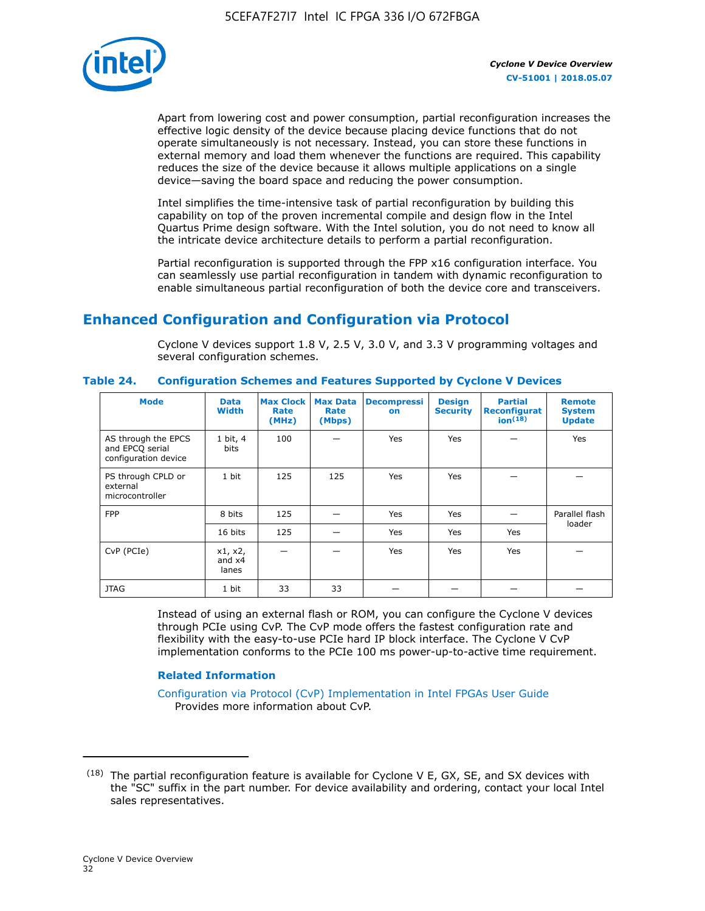Apart from lowering cost and power consumption, partial reconfiguration increases the effective logic density of the device because placing device functions that do not operate simultaneously is not necessary. Instead, you can store these functions in external memory and load them whenever the functions are required. This capability reduces the size of the device because it allows multiple applications on a single device—saving the board space and reducing the power consumption.

Intel simplifies the time-intensive task of partial reconfiguration by building this capability on top of the proven incremental compile and design flow in the Intel Quartus Prime design software. With the Intel solution, you do not need to know all the intricate device architecture details to perform a partial reconfiguration.

Partial reconfiguration is supported through the FPP x16 configuration interface. You can seamlessly use partial reconfiguration in tandem with dynamic reconfiguration to enable simultaneous partial reconfiguration of both the device core and transceivers.

## Enhanced Configuration and Configuration via Protocol

Cyclone V devices support 1.8 V, 2.5 V, 3.0 V, and 3.3 V programming voltages and several configuration schemes.

**Table 24. Configuration Schemes and Features Supported by Cyclone V Devices**

| Mode | Data Width | Max Clock Rate (MHz) | Max Data Rate (Mbps) | Decompression | Design Security | Partial Reconfiguration[18] | Remote System Update |
|---|---|---|---|---|---|---|---|
| AS through the EPCS and EPCQ serial configuration device | 1 bit, 4 bits | 100 | — | Yes | Yes | — | Yes |
| PS through CPLD or external microcontroller | 1 bit | 125 | 125 | Yes | Yes | — | — |
| FPP | 8 bits | 125 | — | Yes | Yes | — | Parallel flash loader |
| | 16 bits | 125 | — | Yes | Yes | Yes | |
| CvP (PCIe) | x1, x2, and x4 lanes | — | — | Yes | Yes | Yes | — |
| JTAG | 1 bit | 33 | 33 | — | — | — | — |

Instead of using an external flash or ROM, you can configure the Cyclone V devices through PCIe using CvP. The CvP mode offers the fastest configuration rate and flexibility with the easy-to-use PCIe hard IP block interface. The Cyclone V CvP implementation conforms to the PCIe 100 ms power-up-to-active time requirement.

### Related Information

Configuration via Protocol (CvP) Implementation in Intel FPGAs User Guide
Provides more information about CvP.

---

[18] The partial reconfiguration feature is available for Cyclone V E, GX, SE, and SX devices with the "SC" suffix in the part number. For device availability and ordering, contact your local Intel sales representatives.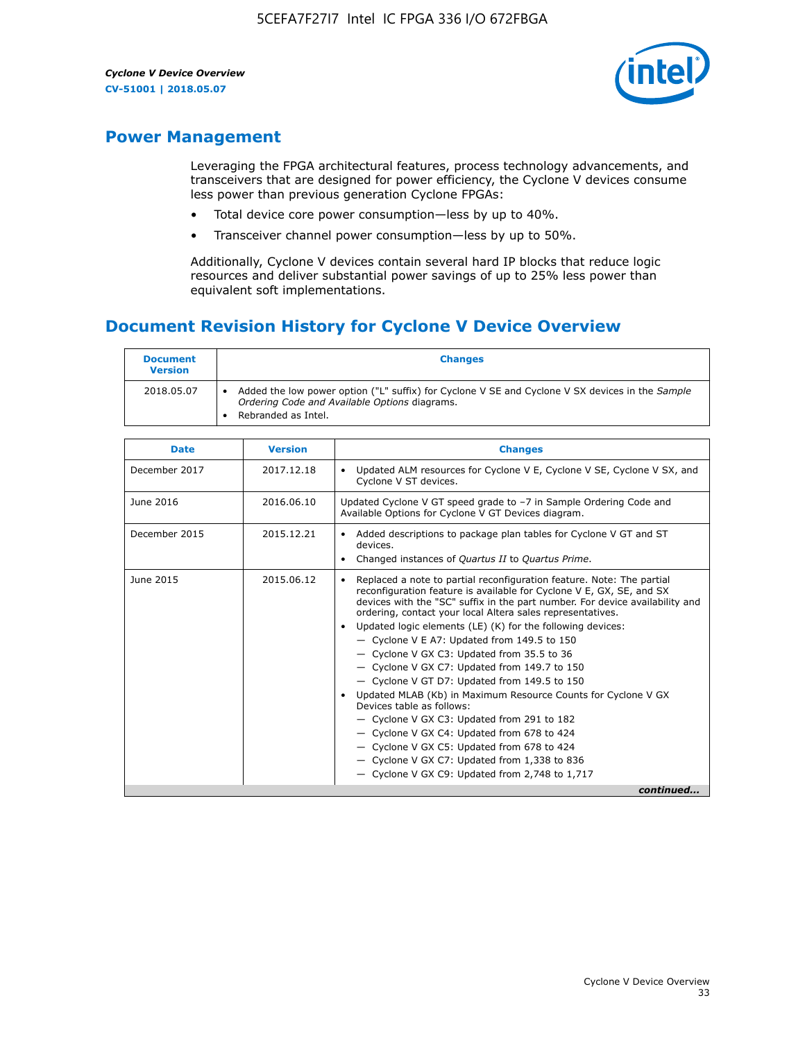## Power Management

Leveraging the FPGA architectural features, process technology advancements, and transceivers that are designed for power efficiency, the Cyclone V devices consume less power than previous generation Cyclone FPGAs:

- Total device core power consumption—less by up to 40%.
- Transceiver channel power consumption—less by up to 50%.

Additionally, Cyclone V devices contain several hard IP blocks that reduce logic resources and deliver substantial power savings of up to 25% less power than equivalent soft implementations.

## Document Revision History for Cyclone V Device Overview

| Document Version | Changes |
| --- | --- |
| 2018.05.07 | • Added the low power option ("L" suffix) for Cyclone V SE and Cyclone V SX devices in the *Sample Ordering Code and Available Options* diagrams.<br>• Rebranded as Intel. |

| Date | Version | Changes |
| --- | --- | --- |
| December 2017 | 2017.12.18 | • Updated ALM resources for Cyclone V E, Cyclone V SE, Cyclone V SX, and Cyclone V ST devices. |
| June 2016 | 2016.06.10 | Updated Cyclone V GT speed grade to −7 in Sample Ordering Code and Available Options for Cyclone V GT Devices diagram. |
| December 2015 | 2015.12.21 | • Added descriptions to package plan tables for Cyclone V GT and ST devices.<br>• Changed instances of *Quartus II* to *Quartus Prime*. |
| June 2015 | 2015.06.12 | • Replaced a note to partial reconfiguration feature. Note: The partial reconfiguration feature is available for Cyclone V E, GX, SE, and SX devices with the "SC" suffix in the part number. For device availability and ordering, contact your local Altera sales representatives.<br>• Updated logic elements (LE) (K) for the following devices:<br>— Cyclone V E A7: Updated from 149.5 to 150<br>— Cyclone V GX C3: Updated from 35.5 to 36<br>— Cyclone V GX C7: Updated from 149.7 to 150<br>— Cyclone V GT D7: Updated from 149.5 to 150<br>• Updated MLAB (Kb) in Maximum Resource Counts for Cyclone V GX Devices table as follows:<br>— Cyclone V GX C3: Updated from 291 to 182<br>— Cyclone V GX C4: Updated from 678 to 424<br>— Cyclone V GX C5: Updated from 678 to 424<br>— Cyclone V GX C7: Updated from 1,338 to 836<br>— Cyclone V GX C9: Updated from 2,748 to 1,717 |

*continued...*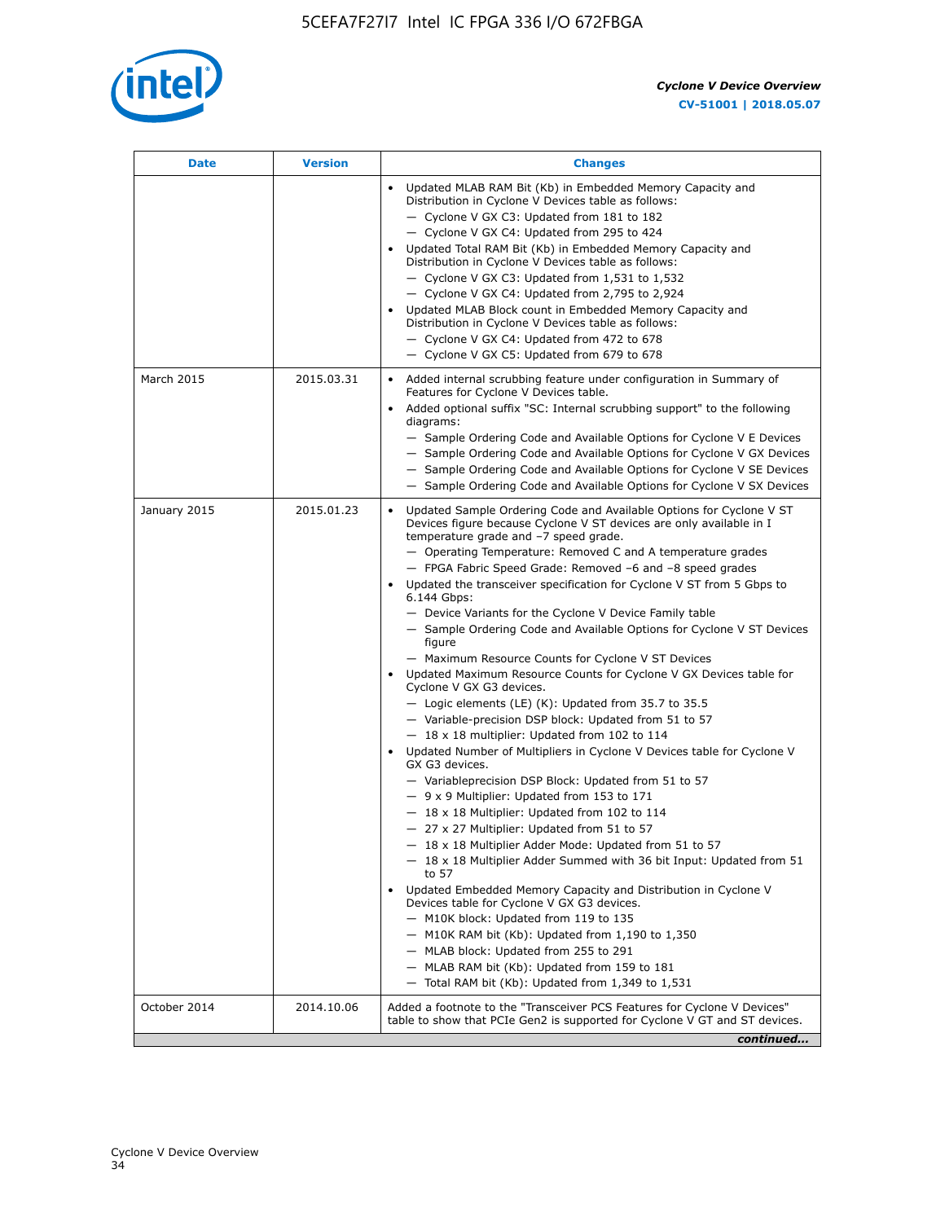| Date | Version | Changes |
| --- | --- | --- |
| | | • Updated MLAB RAM Bit (Kb) in Embedded Memory Capacity and Distribution in Cyclone V Devices table as follows:<br>— Cyclone V GX C3: Updated from 181 to 182<br>— Cyclone V GX C4: Updated from 295 to 424<br>• Updated Total RAM Bit (Kb) in Embedded Memory Capacity and Distribution in Cyclone V Devices table as follows:<br>— Cyclone V GX C3: Updated from 1,531 to 1,532<br>— Cyclone V GX C4: Updated from 2,795 to 2,924<br>• Updated MLAB Block count in Embedded Memory Capacity and Distribution in Cyclone V Devices table as follows:<br>— Cyclone V GX C4: Updated from 472 to 678<br>— Cyclone V GX C5: Updated from 679 to 678 |
| March 2015 | 2015.03.31 | • Added internal scrubbing feature under configuration in Summary of Features for Cyclone V Devices table.<br>• Added optional suffix "SC: Internal scrubbing support" to the following diagrams:<br>— Sample Ordering Code and Available Options for Cyclone V E Devices<br>— Sample Ordering Code and Available Options for Cyclone V GX Devices<br>— Sample Ordering Code and Available Options for Cyclone V SE Devices<br>— Sample Ordering Code and Available Options for Cyclone V SX Devices |
| January 2015 | 2015.01.23 | • Updated Sample Ordering Code and Available Options for Cyclone V ST Devices figure because Cyclone V ST devices are only available in I temperature grade and −7 speed grade.<br>— Operating Temperature: Removed C and A temperature grades<br>— FPGA Fabric Speed Grade: Removed −6 and −8 speed grades<br>• Updated the transceiver specification for Cyclone V ST from 5 Gbps to 6.144 Gbps:<br>— Device Variants for the Cyclone V Device Family table<br>— Sample Ordering Code and Available Options for Cyclone V ST Devices figure<br>— Maximum Resource Counts for Cyclone V ST Devices<br>• Updated Maximum Resource Counts for Cyclone V GX Devices table for Cyclone V GX G3 devices.<br>— Logic elements (LE) (K): Updated from 35.7 to 35.5<br>— Variable-precision DSP block: Updated from 51 to 57<br>— 18 x 18 multiplier: Updated from 102 to 114<br>• Updated Number of Multipliers in Cyclone V Devices table for Cyclone V GX G3 devices.<br>— Variableprecision DSP Block: Updated from 51 to 57<br>— 9 x 9 Multiplier: Updated from 153 to 171<br>— 18 x 18 Multiplier: Updated from 102 to 114<br>— 27 x 27 Multiplier: Updated from 51 to 57<br>— 18 x 18 Multiplier Adder Mode: Updated from 51 to 57<br>— 18 x 18 Multiplier Adder Summed with 36 bit Input: Updated from 51 to 57<br>• Updated Embedded Memory Capacity and Distribution in Cyclone V Devices table for Cyclone V GX G3 devices.<br>— M10K block: Updated from 119 to 135<br>— M10K RAM bit (Kb): Updated from 1,190 to 1,350<br>— MLAB block: Updated from 255 to 291<br>— MLAB RAM bit (Kb): Updated from 159 to 181<br>— Total RAM bit (Kb): Updated from 1,349 to 1,531 |
| October 2014 | 2014.10.06 | Added a footnote to the "Transceiver PCS Features for Cyclone V Devices" table to show that PCIe Gen2 is supported for Cyclone V GT and ST devices. |

*continued...*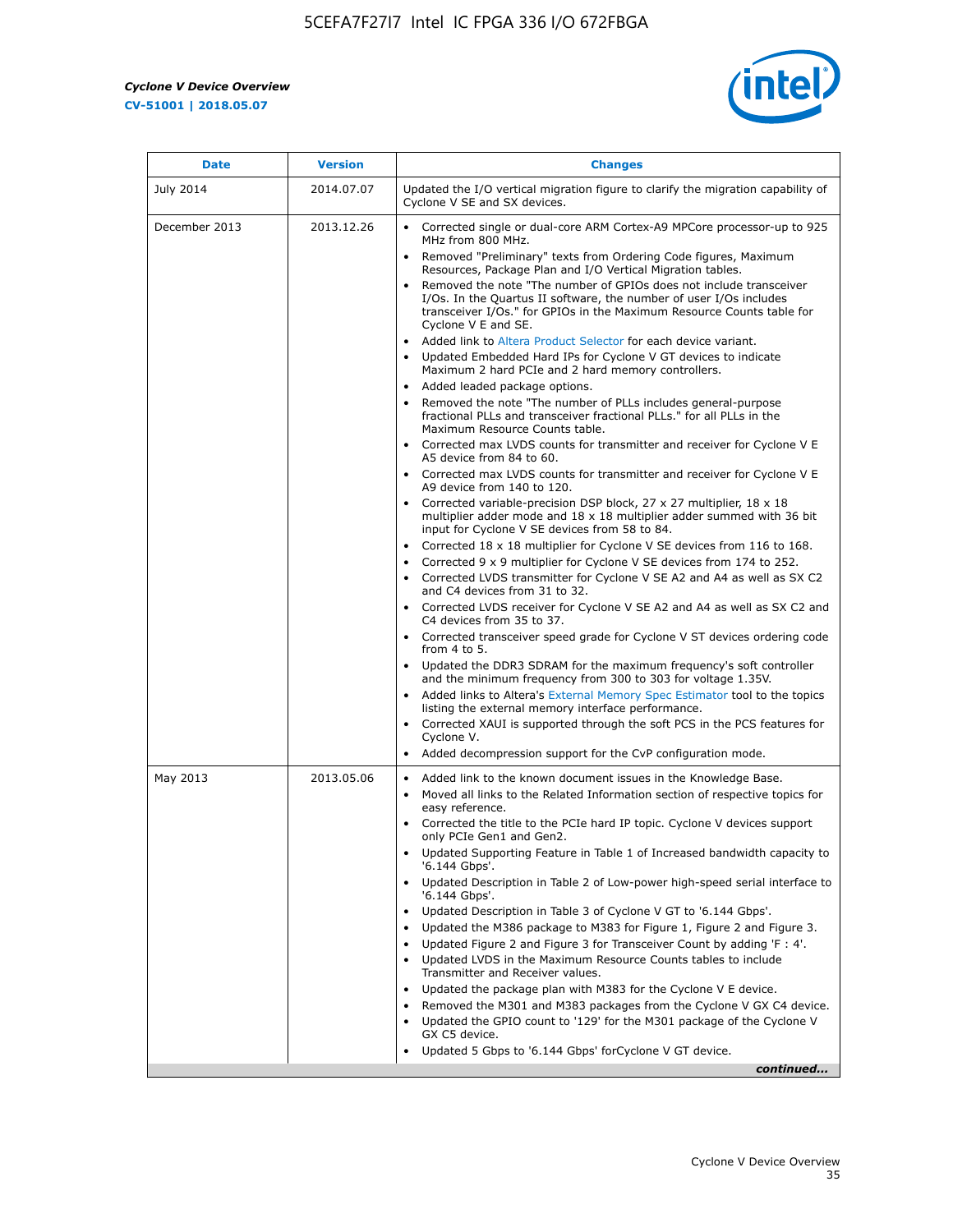| Date | Version | Changes |
| --- | --- | --- |
| July 2014 | 2014.07.07 | Updated the I/O vertical migration figure to clarify the migration capability of Cyclone V SE and SX devices. |
| December 2013 | 2013.12.26 | • Corrected single or dual-core ARM Cortex-A9 MPCore processor-up to 925 MHz from 800 MHz.<br>• Removed "Preliminary" texts from Ordering Code figures, Maximum Resources, Package Plan and I/O Vertical Migration tables.<br>• Removed the note "The number of GPIOs does not include transceiver I/Os. In the Quartus II software, the number of user I/Os includes transceiver I/Os." for GPIOs in the Maximum Resource Counts table for Cyclone V E and SE.<br>• Added link to Altera Product Selector for each device variant.<br>• Updated Embedded Hard IPs for Cyclone V GT devices to indicate Maximum 2 hard PCIe and 2 hard memory controllers.<br>• Added leaded package options.<br>• Removed the note "The number of PLLs includes general-purpose fractional PLLs and transceiver fractional PLLs." for all PLLs in the Maximum Resource Counts table.<br>• Corrected max LVDS counts for transmitter and receiver for Cyclone V E A5 device from 84 to 60.<br>• Corrected max LVDS counts for transmitter and receiver for Cyclone V E A9 device from 140 to 120.<br>• Corrected variable-precision DSP block, 27 x 27 multiplier, 18 x 18 multiplier adder mode and 18 x 18 multiplier adder summed with 36 bit input for Cyclone V SE devices from 58 to 84.<br>• Corrected 18 x 18 multiplier for Cyclone V SE devices from 116 to 168.<br>• Corrected 9 x 9 multiplier for Cyclone V SE devices from 174 to 252.<br>• Corrected LVDS transmitter for Cyclone V SE A2 and A4 as well as SX C2 and C4 devices from 31 to 32.<br>• Corrected LVDS receiver for Cyclone V SE A2 and A4 as well as SX C2 and C4 devices from 35 to 37.<br>• Corrected transceiver speed grade for Cyclone V ST devices ordering code from 4 to 5.<br>• Updated the DDR3 SDRAM for the maximum frequency's soft controller and the minimum frequency from 300 to 303 for voltage 1.35V.<br>• Added links to Altera's External Memory Spec Estimator tool to the topics listing the external memory interface performance.<br>• Corrected XAUI is supported through the soft PCS in the PCS features for Cyclone V.<br>• Added decompression support for the CvP configuration mode. |
| May 2013 | 2013.05.06 | • Added link to the known document issues in the Knowledge Base.<br>• Moved all links to the Related Information section of respective topics for easy reference.<br>• Corrected the title to the PCIe hard IP topic. Cyclone V devices support only PCIe Gen1 and Gen2.<br>• Updated Supporting Feature in Table 1 of Increased bandwidth capacity to '6.144 Gbps'.<br>• Updated Description in Table 2 of Low-power high-speed serial interface to '6.144 Gbps'.<br>• Updated Description in Table 3 of Cyclone V GT to '6.144 Gbps'.<br>• Updated the M386 package to M383 for Figure 1, Figure 2 and Figure 3.<br>• Updated Figure 2 and Figure 3 for Transceiver Count by adding 'F : 4'.<br>• Updated LVDS in the Maximum Resource Counts tables to include Transmitter and Receiver values.<br>• Updated the package plan with M383 for the Cyclone V E device.<br>• Removed the M301 and M383 packages from the Cyclone V GX C4 device.<br>• Updated the GPIO count to '129' for the M301 package of the Cyclone V GX C5 device.<br>• Updated 5 Gbps to '6.144 Gbps' forCyclone V GT device. |

*continued...*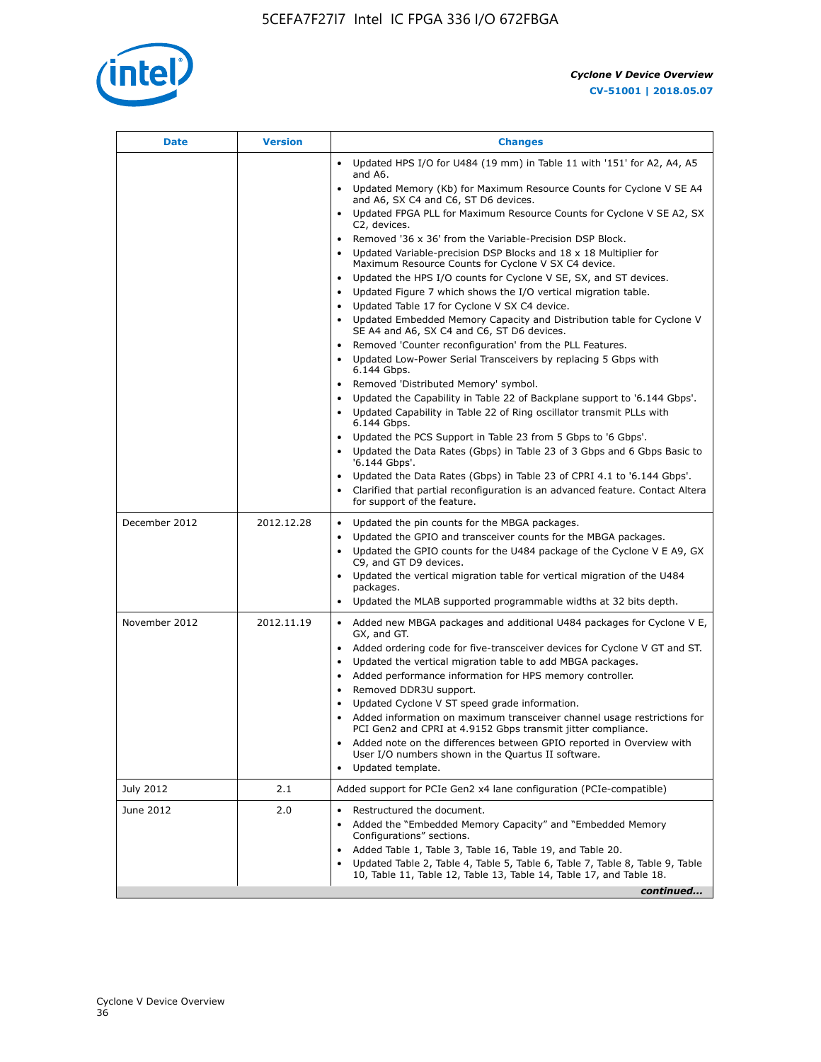| Date | Version | Changes |
|---|---|---|
| | | • Updated HPS I/O for U484 (19 mm) in Table 11 with '151' for A2, A4, A5 and A6.<br>• Updated Memory (Kb) for Maximum Resource Counts for Cyclone V SE A4 and A6, SX C4 and C6, ST D6 devices.<br>• Updated FPGA PLL for Maximum Resource Counts for Cyclone V SE A2, SX C2, devices.<br>• Removed '36 x 36' from the Variable-Precision DSP Block.<br>• Updated Variable-precision DSP Blocks and 18 x 18 Multiplier for Maximum Resource Counts for Cyclone V SX C4 device.<br>• Updated the HPS I/O counts for Cyclone V SE, SX, and ST devices.<br>• Updated Figure 7 which shows the I/O vertical migration table.<br>• Updated Table 17 for Cyclone V SX C4 device.<br>• Updated Embedded Memory Capacity and Distribution table for Cyclone V SE A4 and A6, SX C4 and C6, ST D6 devices.<br>• Removed 'Counter reconfiguration' from the PLL Features.<br>• Updated Low-Power Serial Transceivers by replacing 5 Gbps with 6.144 Gbps.<br>• Removed 'Distributed Memory' symbol.<br>• Updated the Capability in Table 22 of Backplane support to '6.144 Gbps'.<br>• Updated Capability in Table 22 of Ring oscillator transmit PLLs with 6.144 Gbps.<br>• Updated the PCS Support in Table 23 from 5 Gbps to '6 Gbps'.<br>• Updated the Data Rates (Gbps) in Table 23 of 3 Gbps and 6 Gbps Basic to '6.144 Gbps'.<br>• Updated the Data Rates (Gbps) in Table 23 of CPRI 4.1 to '6.144 Gbps'.<br>• Clarified that partial reconfiguration is an advanced feature. Contact Altera for support of the feature. |
| December 2012 | 2012.12.28 | • Updated the pin counts for the MBGA packages.<br>• Updated the GPIO and transceiver counts for the MBGA packages.<br>• Updated the GPIO counts for the U484 package of the Cyclone V E A9, GX C9, and GT D9 devices.<br>• Updated the vertical migration table for vertical migration of the U484 packages.<br>• Updated the MLAB supported programmable widths at 32 bits depth. |
| November 2012 | 2012.11.19 | • Added new MBGA packages and additional U484 packages for Cyclone V E, GX, and GT.<br>• Added ordering code for five-transceiver devices for Cyclone V GT and ST.<br>• Updated the vertical migration table to add MBGA packages.<br>• Added performance information for HPS memory controller.<br>• Removed DDR3U support.<br>• Updated Cyclone V ST speed grade information.<br>• Added information on maximum transceiver channel usage restrictions for PCI Gen2 and CPRI at 4.9152 Gbps transmit jitter compliance.<br>• Added note on the differences between GPIO reported in Overview with User I/O numbers shown in the Quartus II software.<br>• Updated template. |
| July 2012 | 2.1 | Added support for PCIe Gen2 x4 lane configuration (PCIe-compatible) |
| June 2012 | 2.0 | • Restructured the document.<br>• Added the "Embedded Memory Capacity" and "Embedded Memory Configurations" sections.<br>• Added Table 1, Table 3, Table 16, Table 19, and Table 20.<br>• Updated Table 2, Table 4, Table 5, Table 6, Table 7, Table 8, Table 9, Table 10, Table 11, Table 12, Table 13, Table 14, Table 17, and Table 18. |

*continued...*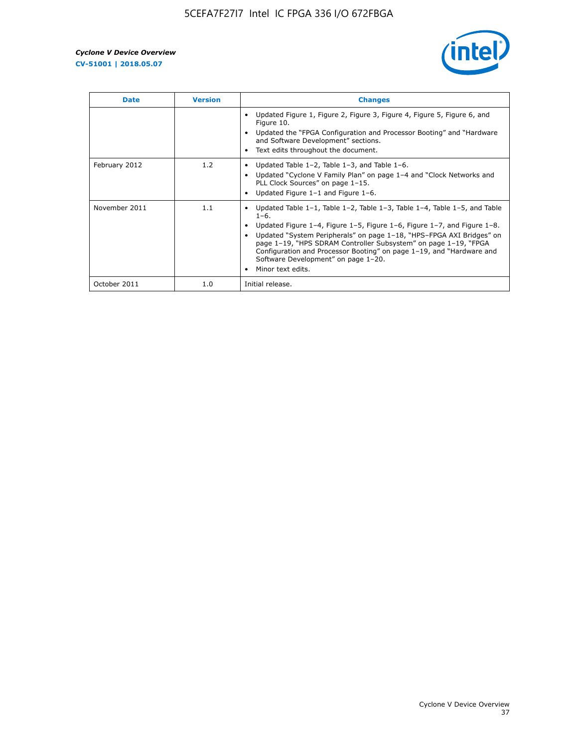| Date | Version | Changes |
|---|---|---|
| | | • Updated Figure 1, Figure 2, Figure 3, Figure 4, Figure 5, Figure 6, and Figure 10.<br>• Updated the "FPGA Configuration and Processor Booting" and "Hardware and Software Development" sections.<br>• Text edits throughout the document. |
| February 2012 | 1.2 | • Updated Table 1–2, Table 1–3, and Table 1–6.<br>• Updated "Cyclone V Family Plan" on page 1–4 and "Clock Networks and PLL Clock Sources" on page 1–15.<br>• Updated Figure 1–1 and Figure 1–6. |
| November 2011 | 1.1 | • Updated Table 1–1, Table 1–2, Table 1–3, Table 1–4, Table 1–5, and Table 1–6.<br>• Updated Figure 1–4, Figure 1–5, Figure 1–6, Figure 1–7, and Figure 1–8.<br>• Updated "System Peripherals" on page 1–18, "HPS–FPGA AXI Bridges" on page 1–19, "HPS SDRAM Controller Subsystem" on page 1–19, "FPGA Configuration and Processor Booting" on page 1–19, and "Hardware and Software Development" on page 1–20.<br>• Minor text edits. |
| October 2011 | 1.0 | Initial release. |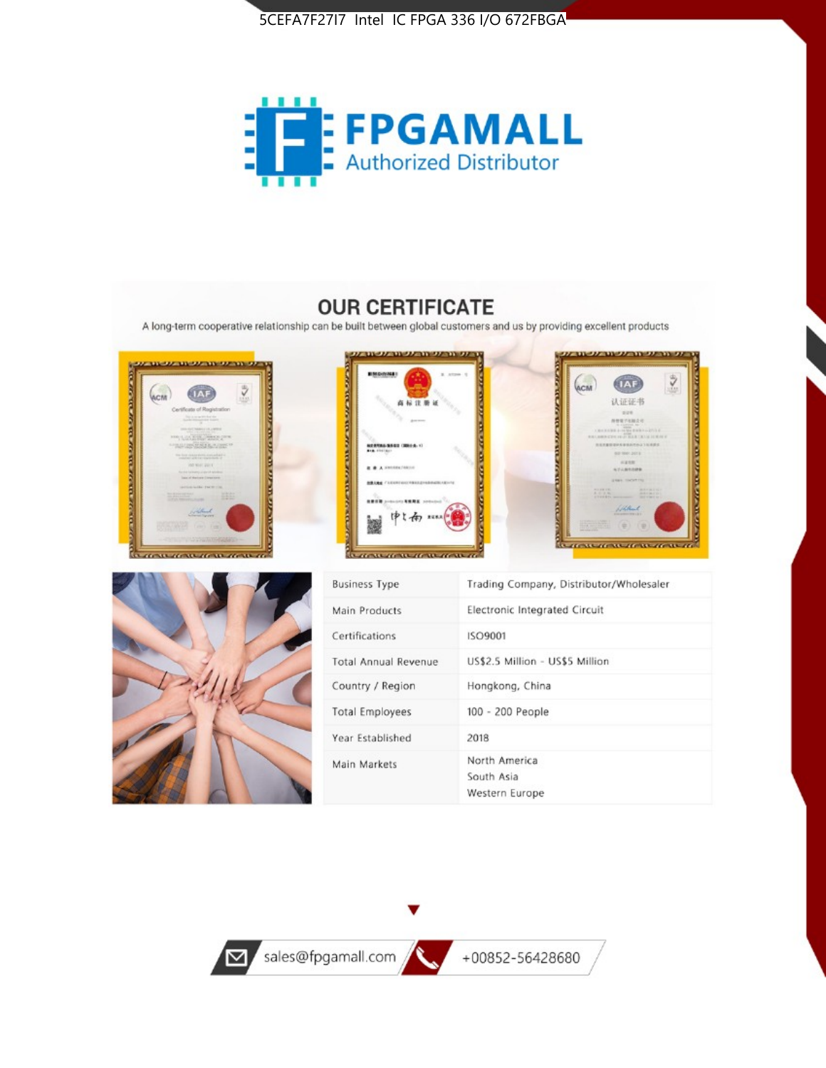FPGAMALL
Authorized Distributor

# OUR CERTIFICATE

A long-term cooperative relationship can be built between global customers and us by providing excellent products

| | |
|---|---|
| Business Type | Trading Company, Distributor/Wholesaler |
| Main Products | Electronic Integrated Circuit |
| Certifications | ISO9001 |
| Total Annual Revenue | US$2.5 Million - US$5 Million |
| Country / Region | Hongkong, China |
| Total Employees | 100 - 200 People |
| Year Established | 2018 |
| Main Markets | North America<br>South Asia<br>Western Europe |

sales@fpgamall.com

+00852-56428680